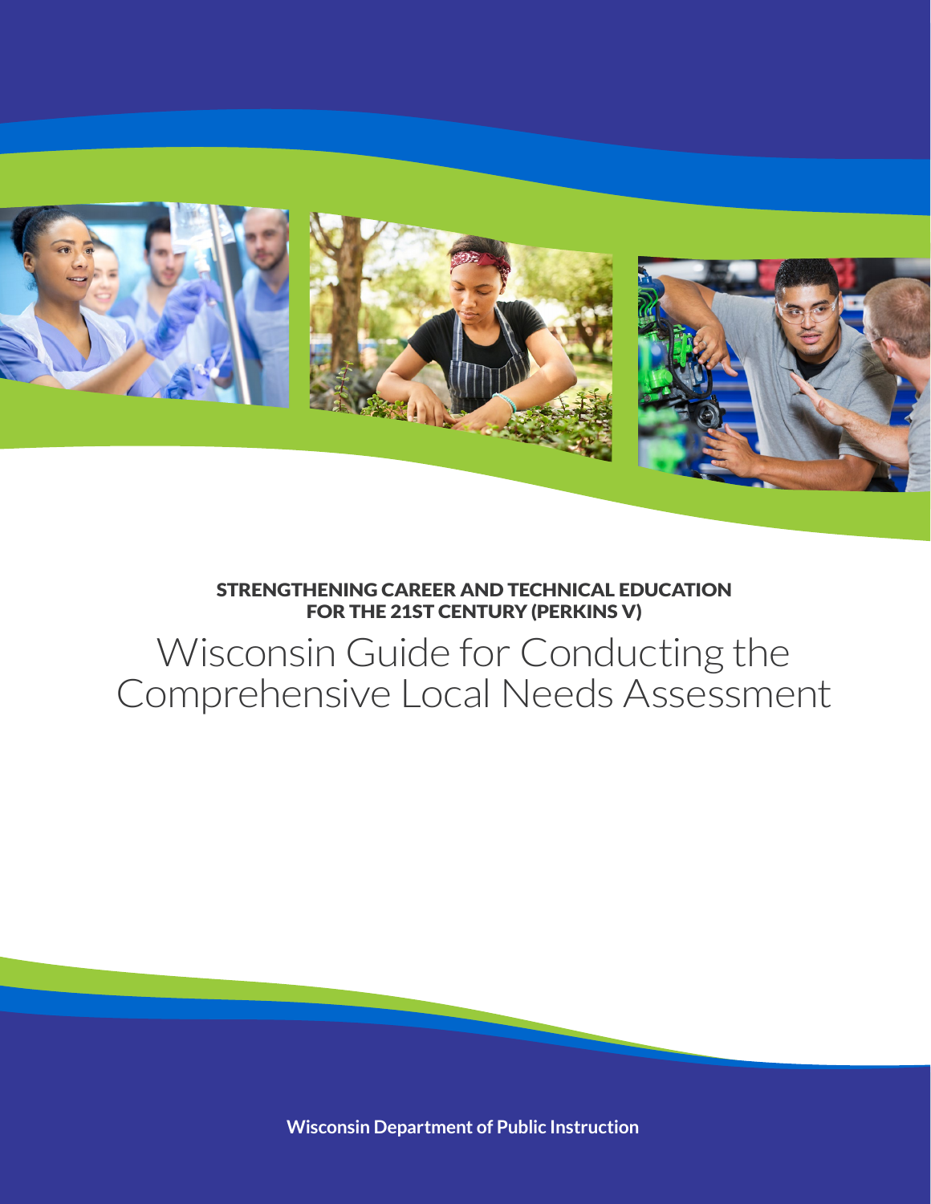STRENGTHENING CAREER AND TECHNICAL EDUCATION FOR THE 21ST CENTURY (PERKINS V)

# Wisconsin Guide for Conducting the Comprehensive Local Needs Assessment

**Wisconsin Department of Public Instruction**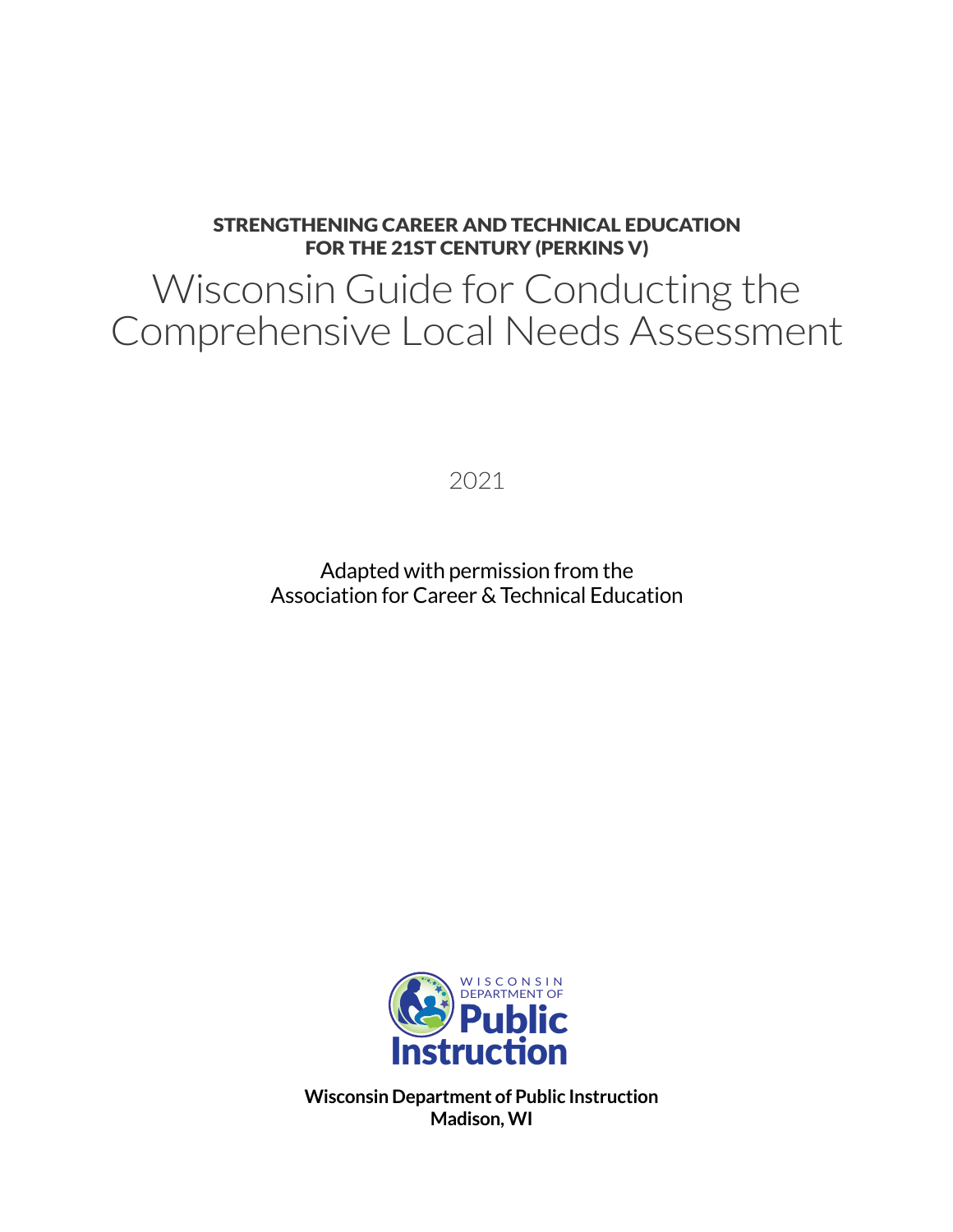STRENGTHENING CAREER AND TECHNICAL EDUCATION FOR THE 21ST CENTURY (PERKINS V)

# Wisconsin Guide for Conducting the Comprehensive Local Needs Assessment

2021

Adapted with permission from the Association for Career & Technical Education

**Wisconsin Department of Public Instruction**
**Madison, WI**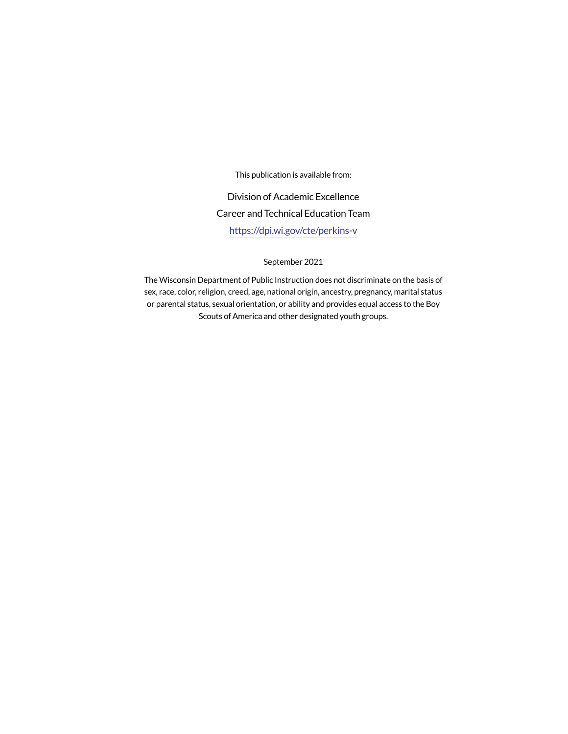This publication is available from:

Division of Academic Excellence

Career and Technical Education Team

https://dpi.wi.gov/cte/perkins-v

September 2021

The Wisconsin Department of Public Instruction does not discriminate on the basis of sex, race, color, religion, creed, age, national origin, ancestry, pregnancy, marital status or parental status, sexual orientation, or ability and provides equal access to the Boy Scouts of America and other designated youth groups.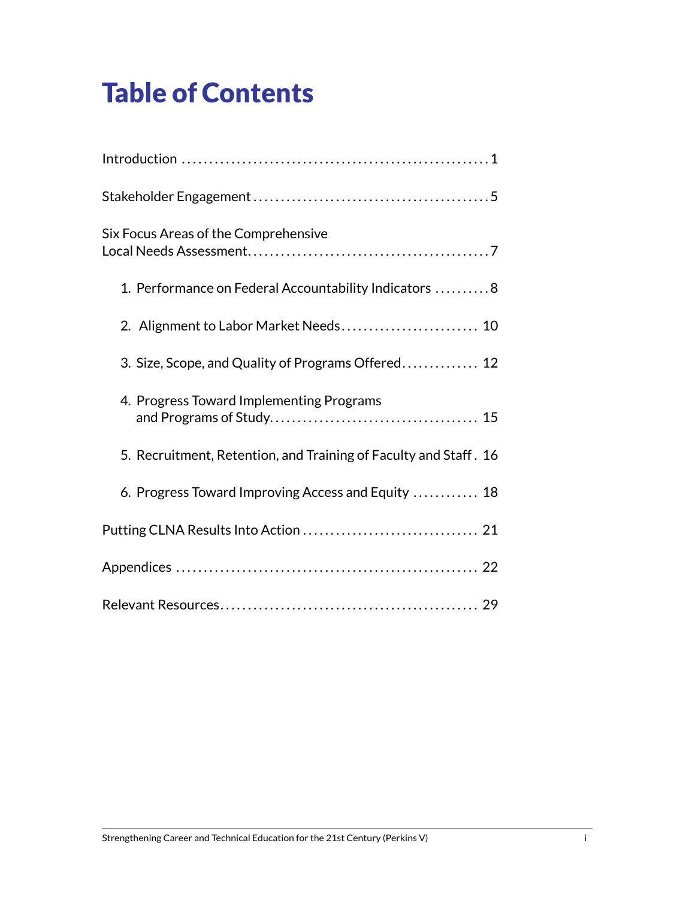# Table of Contents

Introduction ........................................................ 1

Stakeholder Engagement .......................................... 5

Six Focus Areas of the Comprehensive Local Needs Assessment ............................................ 7

1. Performance on Federal Accountability Indicators .......... 8
2. Alignment to Labor Market Needs ......................... 10
3. Size, Scope, and Quality of Programs Offered ............. 12
4. Progress Toward Implementing Programs and Programs of Study ...................................... 15
5. Recruitment, Retention, and Training of Faculty and Staff . 16
6. Progress Toward Improving Access and Equity ............ 18

Putting CLNA Results Into Action ................................ 21

Appendices ...................................................... 22

Relevant Resources ............................................... 29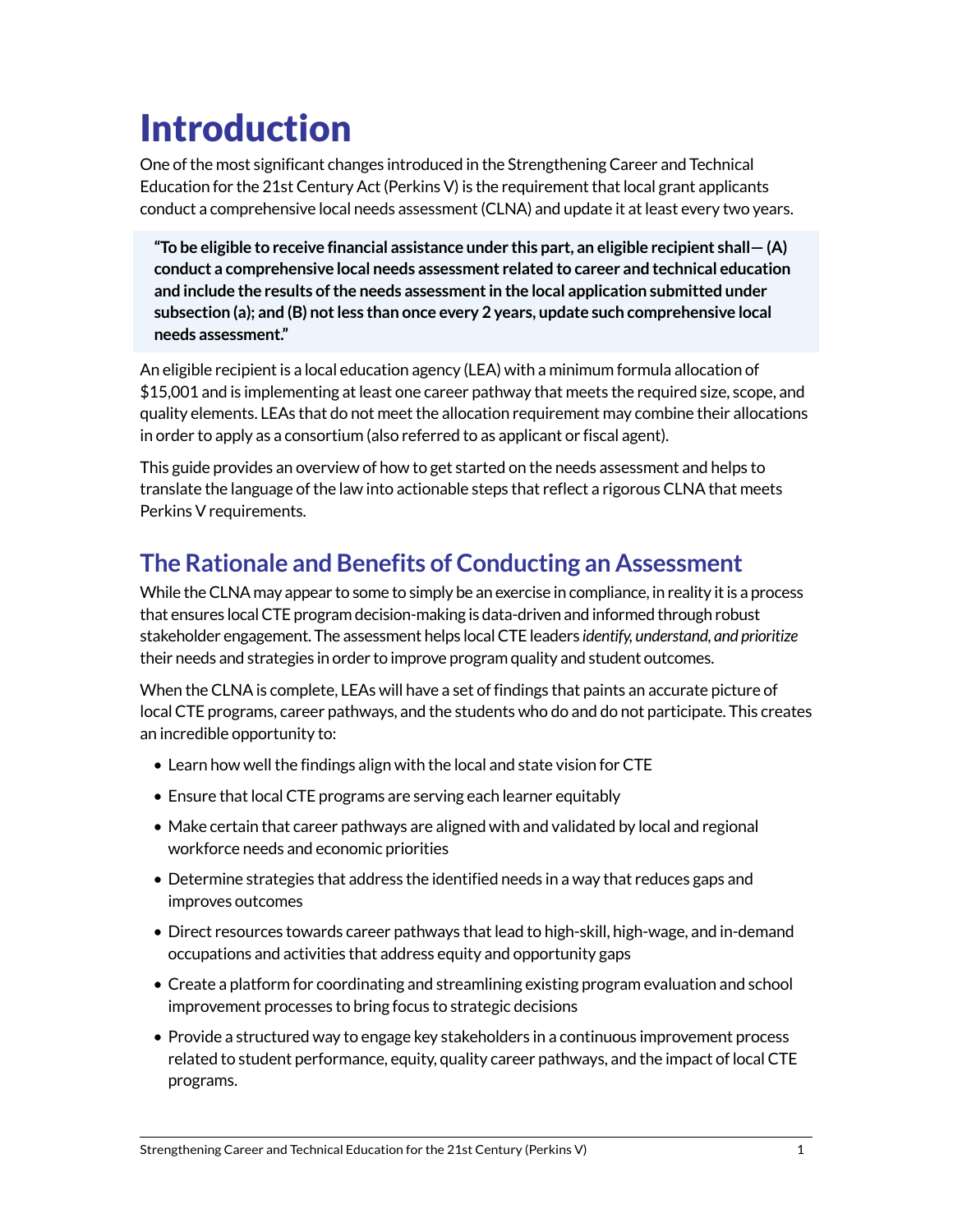# Introduction

One of the most significant changes introduced in the Strengthening Career and Technical Education for the 21st Century Act (Perkins V) is the requirement that local grant applicants conduct a comprehensive local needs assessment (CLNA) and update it at least every two years.

> **"To be eligible to receive financial assistance under this part, an eligible recipient shall— (A) conduct a comprehensive local needs assessment related to career and technical education and include the results of the needs assessment in the local application submitted under subsection (a); and (B) not less than once every 2 years, update such comprehensive local needs assessment."**

An eligible recipient is a local education agency (LEA) with a minimum formula allocation of $15,001 and is implementing at least one career pathway that meets the required size, scope, and quality elements. LEAs that do not meet the allocation requirement may combine their allocations in order to apply as a consortium (also referred to as applicant or fiscal agent).

This guide provides an overview of how to get started on the needs assessment and helps to translate the language of the law into actionable steps that reflect a rigorous CLNA that meets Perkins V requirements.

## The Rationale and Benefits of Conducting an Assessment

While the CLNA may appear to some to simply be an exercise in compliance, in reality it is a process that ensures local CTE program decision-making is data-driven and informed through robust stakeholder engagement. The assessment helps local CTE leaders *identify, understand, and prioritize* their needs and strategies in order to improve program quality and student outcomes.

When the CLNA is complete, LEAs will have a set of findings that paints an accurate picture of local CTE programs, career pathways, and the students who do and do not participate. This creates an incredible opportunity to:

- Learn how well the findings align with the local and state vision for CTE
- Ensure that local CTE programs are serving each learner equitably
- Make certain that career pathways are aligned with and validated by local and regional workforce needs and economic priorities
- Determine strategies that address the identified needs in a way that reduces gaps and improves outcomes
- Direct resources towards career pathways that lead to high-skill, high-wage, and in-demand occupations and activities that address equity and opportunity gaps
- Create a platform for coordinating and streamlining existing program evaluation and school improvement processes to bring focus to strategic decisions
- Provide a structured way to engage key stakeholders in a continuous improvement process related to student performance, equity, quality career pathways, and the impact of local CTE programs.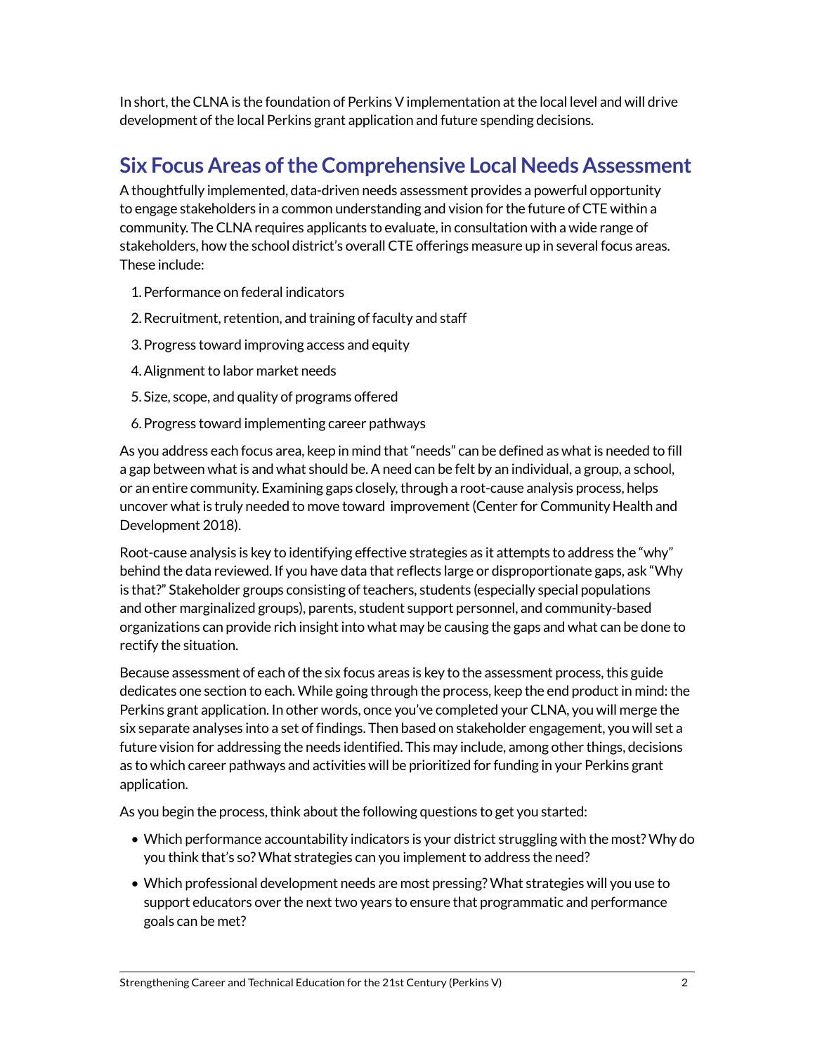In short, the CLNA is the foundation of Perkins V implementation at the local level and will drive development of the local Perkins grant application and future spending decisions.

## Six Focus Areas of the Comprehensive Local Needs Assessment

A thoughtfully implemented, data-driven needs assessment provides a powerful opportunity to engage stakeholders in a common understanding and vision for the future of CTE within a community. The CLNA requires applicants to evaluate, in consultation with a wide range of stakeholders, how the school district's overall CTE offerings measure up in several focus areas. These include:

1. Performance on federal indicators
2. Recruitment, retention, and training of faculty and staff
3. Progress toward improving access and equity
4. Alignment to labor market needs
5. Size, scope, and quality of programs offered
6. Progress toward implementing career pathways

As you address each focus area, keep in mind that "needs" can be defined as what is needed to fill a gap between what is and what should be. A need can be felt by an individual, a group, a school, or an entire community. Examining gaps closely, through a root-cause analysis process, helps uncover what is truly needed to move toward improvement (Center for Community Health and Development 2018).

Root-cause analysis is key to identifying effective strategies as it attempts to address the "why" behind the data reviewed. If you have data that reflects large or disproportionate gaps, ask "Why is that?" Stakeholder groups consisting of teachers, students (especially special populations and other marginalized groups), parents, student support personnel, and community-based organizations can provide rich insight into what may be causing the gaps and what can be done to rectify the situation.

Because assessment of each of the six focus areas is key to the assessment process, this guide dedicates one section to each. While going through the process, keep the end product in mind: the Perkins grant application. In other words, once you've completed your CLNA, you will merge the six separate analyses into a set of findings. Then based on stakeholder engagement, you will set a future vision for addressing the needs identified. This may include, among other things, decisions as to which career pathways and activities will be prioritized for funding in your Perkins grant application.

As you begin the process, think about the following questions to get you started:

- Which performance accountability indicators is your district struggling with the most? Why do you think that's so? What strategies can you implement to address the need?
- Which professional development needs are most pressing? What strategies will you use to support educators over the next two years to ensure that programmatic and performance goals can be met?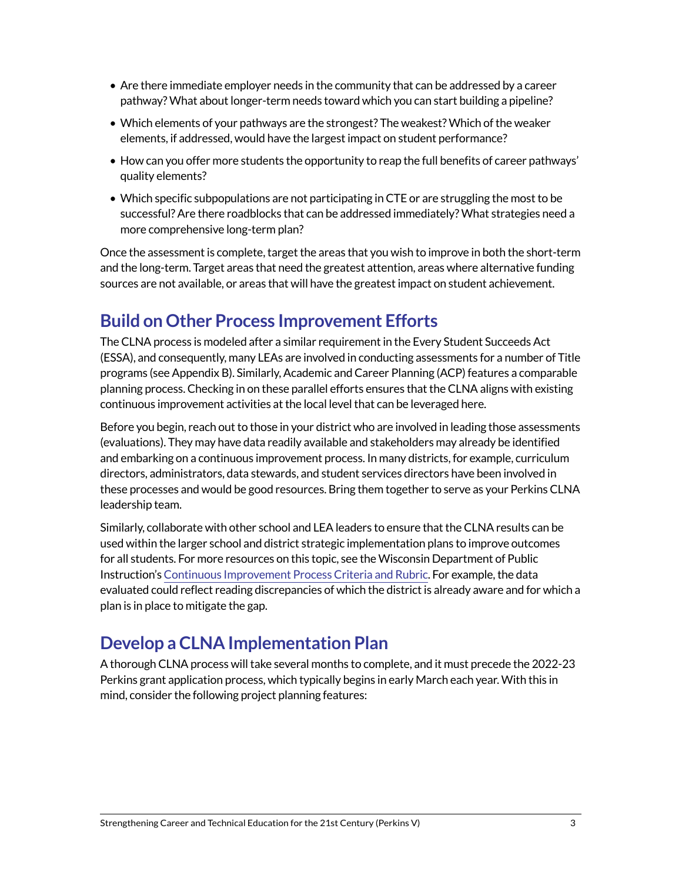- Are there immediate employer needs in the community that can be addressed by a career pathway? What about longer-term needs toward which you can start building a pipeline?
- Which elements of your pathways are the strongest? The weakest? Which of the weaker elements, if addressed, would have the largest impact on student performance?
- How can you offer more students the opportunity to reap the full benefits of career pathways' quality elements?
- Which specific subpopulations are not participating in CTE or are struggling the most to be successful? Are there roadblocks that can be addressed immediately? What strategies need a more comprehensive long-term plan?

Once the assessment is complete, target the areas that you wish to improve in both the short-term and the long-term. Target areas that need the greatest attention, areas where alternative funding sources are not available, or areas that will have the greatest impact on student achievement.

## Build on Other Process Improvement Efforts

The CLNA process is modeled after a similar requirement in the Every Student Succeeds Act (ESSA), and consequently, many LEAs are involved in conducting assessments for a number of Title programs (see Appendix B). Similarly, Academic and Career Planning (ACP) features a comparable planning process. Checking in on these parallel efforts ensures that the CLNA aligns with existing continuous improvement activities at the local level that can be leveraged here.

Before you begin, reach out to those in your district who are involved in leading those assessments (evaluations). They may have data readily available and stakeholders may already be identified and embarking on a continuous improvement process. In many districts, for example, curriculum directors, administrators, data stewards, and student services directors have been involved in these processes and would be good resources. Bring them together to serve as your Perkins CLNA leadership team.

Similarly, collaborate with other school and LEA leaders to ensure that the CLNA results can be used within the larger school and district strategic implementation plans to improve outcomes for all students. For more resources on this topic, see the Wisconsin Department of Public Instruction's Continuous Improvement Process Criteria and Rubric. For example, the data evaluated could reflect reading discrepancies of which the district is already aware and for which a plan is in place to mitigate the gap.

## Develop a CLNA Implementation Plan

A thorough CLNA process will take several months to complete, and it must precede the 2022-23 Perkins grant application process, which typically begins in early March each year. With this in mind, consider the following project planning features: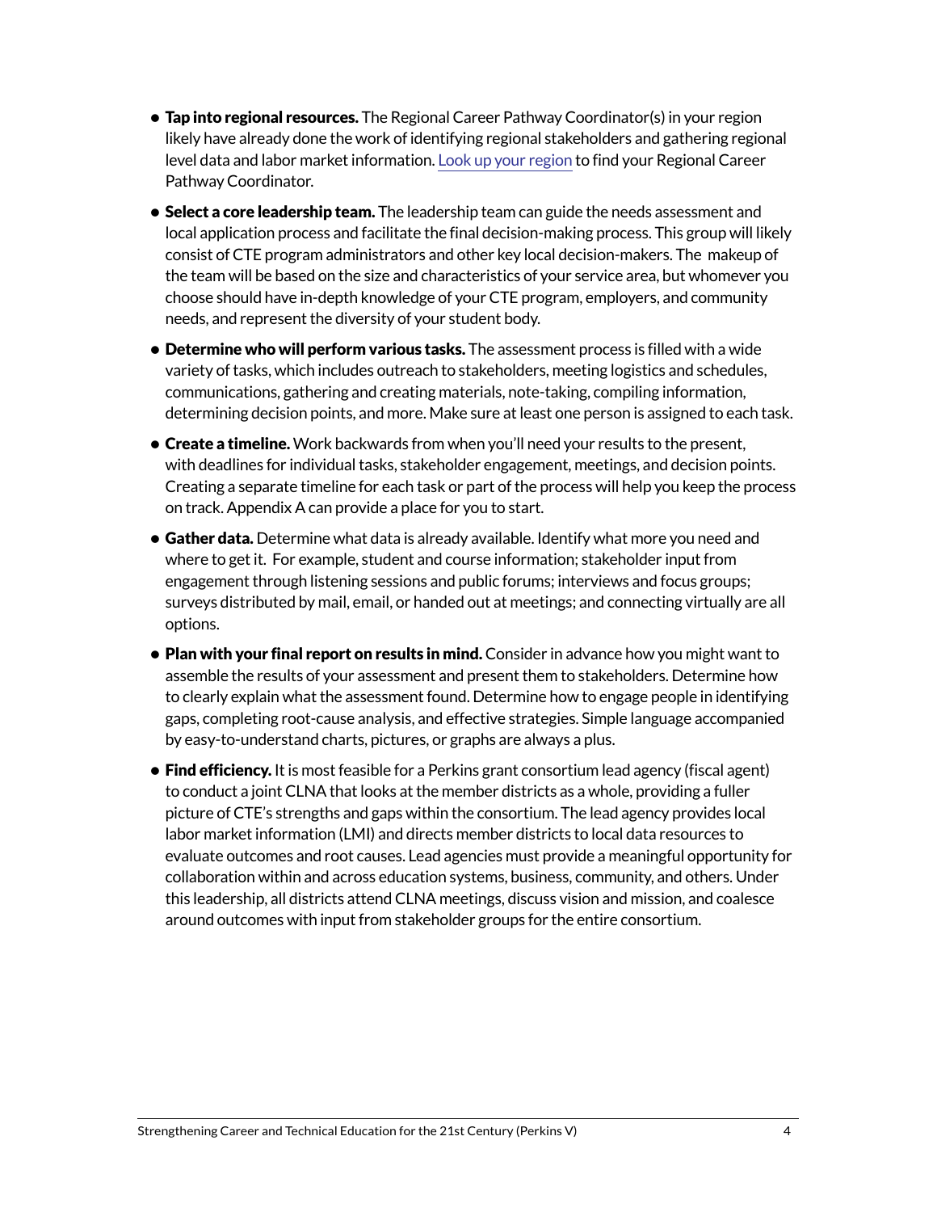- **Tap into regional resources.** The Regional Career Pathway Coordinator(s) in your region likely have already done the work of identifying regional stakeholders and gathering regional level data and labor market information. Look up your region to find your Regional Career Pathway Coordinator.
- **Select a core leadership team.** The leadership team can guide the needs assessment and local application process and facilitate the final decision-making process. This group will likely consist of CTE program administrators and other key local decision-makers. The makeup of the team will be based on the size and characteristics of your service area, but whomever you choose should have in-depth knowledge of your CTE program, employers, and community needs, and represent the diversity of your student body.
- **Determine who will perform various tasks.** The assessment process is filled with a wide variety of tasks, which includes outreach to stakeholders, meeting logistics and schedules, communications, gathering and creating materials, note-taking, compiling information, determining decision points, and more. Make sure at least one person is assigned to each task.
- **Create a timeline.** Work backwards from when you'll need your results to the present, with deadlines for individual tasks, stakeholder engagement, meetings, and decision points. Creating a separate timeline for each task or part of the process will help you keep the process on track. Appendix A can provide a place for you to start.
- **Gather data.** Determine what data is already available. Identify what more you need and where to get it. For example, student and course information; stakeholder input from engagement through listening sessions and public forums; interviews and focus groups; surveys distributed by mail, email, or handed out at meetings; and connecting virtually are all options.
- **Plan with your final report on results in mind.** Consider in advance how you might want to assemble the results of your assessment and present them to stakeholders. Determine how to clearly explain what the assessment found. Determine how to engage people in identifying gaps, completing root-cause analysis, and effective strategies. Simple language accompanied by easy-to-understand charts, pictures, or graphs are always a plus.
- **Find efficiency.** It is most feasible for a Perkins grant consortium lead agency (fiscal agent) to conduct a joint CLNA that looks at the member districts as a whole, providing a fuller picture of CTE's strengths and gaps within the consortium. The lead agency provides local labor market information (LMI) and directs member districts to local data resources to evaluate outcomes and root causes. Lead agencies must provide a meaningful opportunity for collaboration within and across education systems, business, community, and others. Under this leadership, all districts attend CLNA meetings, discuss vision and mission, and coalesce around outcomes with input from stakeholder groups for the entire consortium.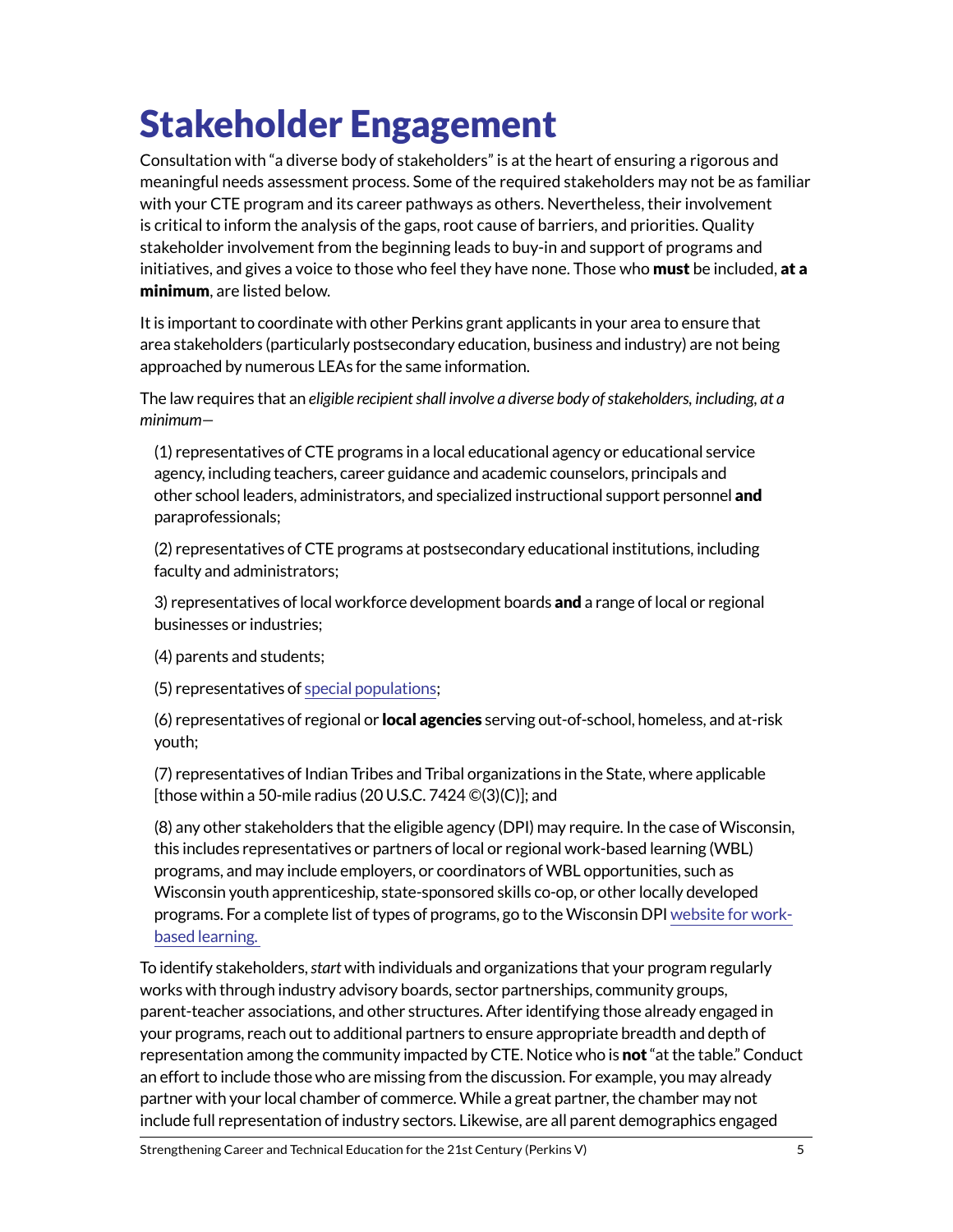# Stakeholder Engagement

Consultation with "a diverse body of stakeholders" is at the heart of ensuring a rigorous and meaningful needs assessment process. Some of the required stakeholders may not be as familiar with your CTE program and its career pathways as others. Nevertheless, their involvement is critical to inform the analysis of the gaps, root cause of barriers, and priorities. Quality stakeholder involvement from the beginning leads to buy-in and support of programs and initiatives, and gives a voice to those who feel they have none. Those who **must** be included, **at a minimum**, are listed below.

It is important to coordinate with other Perkins grant applicants in your area to ensure that area stakeholders (particularly postsecondary education, business and industry) are not being approached by numerous LEAs for the same information.

The law requires that an *eligible recipient shall involve a diverse body of stakeholders, including, at a minimum—*

(1) representatives of CTE programs in a local educational agency or educational service agency, including teachers, career guidance and academic counselors, principals and other school leaders, administrators, and specialized instructional support personnel **and** paraprofessionals;

(2) representatives of CTE programs at postsecondary educational institutions, including faculty and administrators;

3) representatives of local workforce development boards **and** a range of local or regional businesses or industries;

(4) parents and students;

(5) representatives of special populations;

(6) representatives of regional or **local agencies** serving out-of-school, homeless, and at-risk youth;

(7) representatives of Indian Tribes and Tribal organizations in the State, where applicable [those within a 50-mile radius (20 U.S.C. 7424 ©(3)(C)]; and

(8) any other stakeholders that the eligible agency (DPI) may require. In the case of Wisconsin, this includes representatives or partners of local or regional work-based learning (WBL) programs, and may include employers, or coordinators of WBL opportunities, such as Wisconsin youth apprenticeship, state-sponsored skills co-op, or other locally developed programs. For a complete list of types of programs, go to the Wisconsin DPI website for work-based learning.

To identify stakeholders, *start* with individuals and organizations that your program regularly works with through industry advisory boards, sector partnerships, community groups, parent-teacher associations, and other structures. After identifying those already engaged in your programs, reach out to additional partners to ensure appropriate breadth and depth of representation among the community impacted by CTE. Notice who is **not** "at the table." Conduct an effort to include those who are missing from the discussion. For example, you may already partner with your local chamber of commerce. While a great partner, the chamber may not include full representation of industry sectors. Likewise, are all parent demographics engaged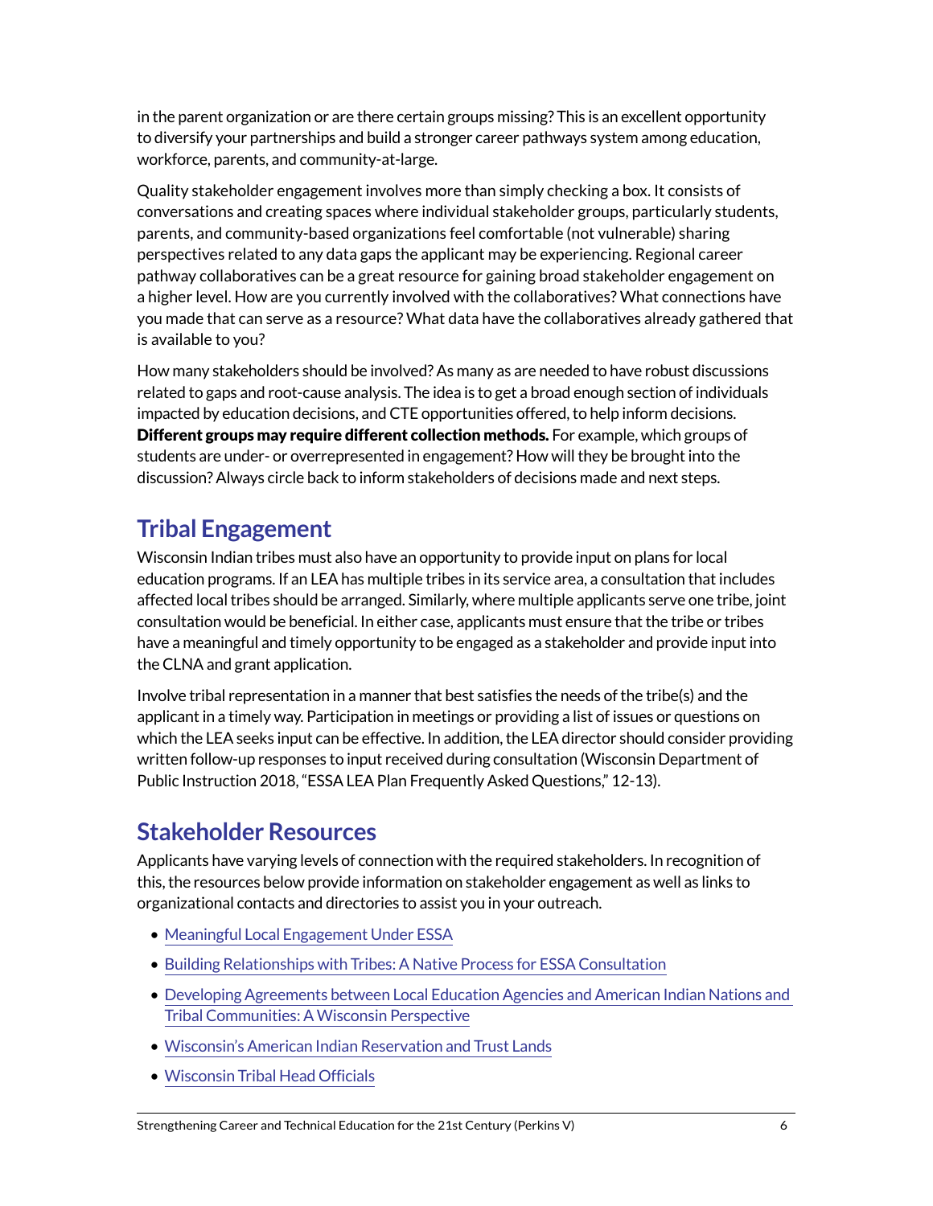in the parent organization or are there certain groups missing? This is an excellent opportunity to diversify your partnerships and build a stronger career pathways system among education, workforce, parents, and community-at-large.

Quality stakeholder engagement involves more than simply checking a box. It consists of conversations and creating spaces where individual stakeholder groups, particularly students, parents, and community-based organizations feel comfortable (not vulnerable) sharing perspectives related to any data gaps the applicant may be experiencing. Regional career pathway collaboratives can be a great resource for gaining broad stakeholder engagement on a higher level. How are you currently involved with the collaboratives? What connections have you made that can serve as a resource? What data have the collaboratives already gathered that is available to you?

How many stakeholders should be involved? As many as are needed to have robust discussions related to gaps and root-cause analysis. The idea is to get a broad enough section of individuals impacted by education decisions, and CTE opportunities offered, to help inform decisions. **Different groups may require different collection methods.** For example, which groups of students are under- or overrepresented in engagement? How will they be brought into the discussion? Always circle back to inform stakeholders of decisions made and next steps.

## Tribal Engagement

Wisconsin Indian tribes must also have an opportunity to provide input on plans for local education programs. If an LEA has multiple tribes in its service area, a consultation that includes affected local tribes should be arranged. Similarly, where multiple applicants serve one tribe, joint consultation would be beneficial. In either case, applicants must ensure that the tribe or tribes have a meaningful and timely opportunity to be engaged as a stakeholder and provide input into the CLNA and grant application.

Involve tribal representation in a manner that best satisfies the needs of the tribe(s) and the applicant in a timely way. Participation in meetings or providing a list of issues or questions on which the LEA seeks input can be effective. In addition, the LEA director should consider providing written follow-up responses to input received during consultation (Wisconsin Department of Public Instruction 2018, "ESSA LEA Plan Frequently Asked Questions," 12-13).

## Stakeholder Resources

Applicants have varying levels of connection with the required stakeholders. In recognition of this, the resources below provide information on stakeholder engagement as well as links to organizational contacts and directories to assist you in your outreach.

- Meaningful Local Engagement Under ESSA
- Building Relationships with Tribes: A Native Process for ESSA Consultation
- Developing Agreements between Local Education Agencies and American Indian Nations and Tribal Communities: A Wisconsin Perspective
- Wisconsin's American Indian Reservation and Trust Lands
- Wisconsin Tribal Head Officials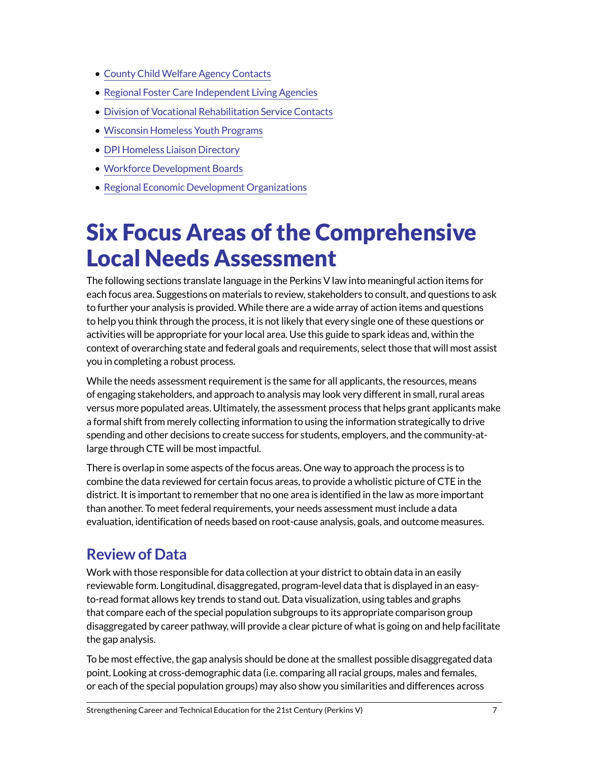- County Child Welfare Agency Contacts
- Regional Foster Care Independent Living Agencies
- Division of Vocational Rehabilitation Service Contacts
- Wisconsin Homeless Youth Programs
- DPI Homeless Liaison Directory
- Workforce Development Boards
- Regional Economic Development Organizations

# Six Focus Areas of the Comprehensive Local Needs Assessment

The following sections translate language in the Perkins V law into meaningful action items for each focus area. Suggestions on materials to review, stakeholders to consult, and questions to ask to further your analysis is provided. While there are a wide array of action items and questions to help you think through the process, it is not likely that every single one of these questions or activities will be appropriate for your local area. Use this guide to spark ideas and, within the context of overarching state and federal goals and requirements, select those that will most assist you in completing a robust process.

While the needs assessment requirement is the same for all applicants, the resources, means of engaging stakeholders, and approach to analysis may look very different in small, rural areas versus more populated areas. Ultimately, the assessment process that helps grant applicants make a formal shift from merely collecting information to using the information strategically to drive spending and other decisions to create success for students, employers, and the community-at-large through CTE will be most impactful.

There is overlap in some aspects of the focus areas. One way to approach the process is to combine the data reviewed for certain focus areas, to provide a wholistic picture of CTE in the district. It is important to remember that no one area is identified in the law as more important than another. To meet federal requirements, your needs assessment must include a data evaluation, identification of needs based on root-cause analysis, goals, and outcome measures.

## Review of Data

Work with those responsible for data collection at your district to obtain data in an easily reviewable form. Longitudinal, disaggregated, program-level data that is displayed in an easy-to-read format allows key trends to stand out. Data visualization, using tables and graphs that compare each of the special population subgroups to its appropriate comparison group disaggregated by career pathway, will provide a clear picture of what is going on and help facilitate the gap analysis.

To be most effective, the gap analysis should be done at the smallest possible disaggregated data point. Looking at cross-demographic data (i.e. comparing all racial groups, males and females, or each of the special population groups) may also show you similarities and differences across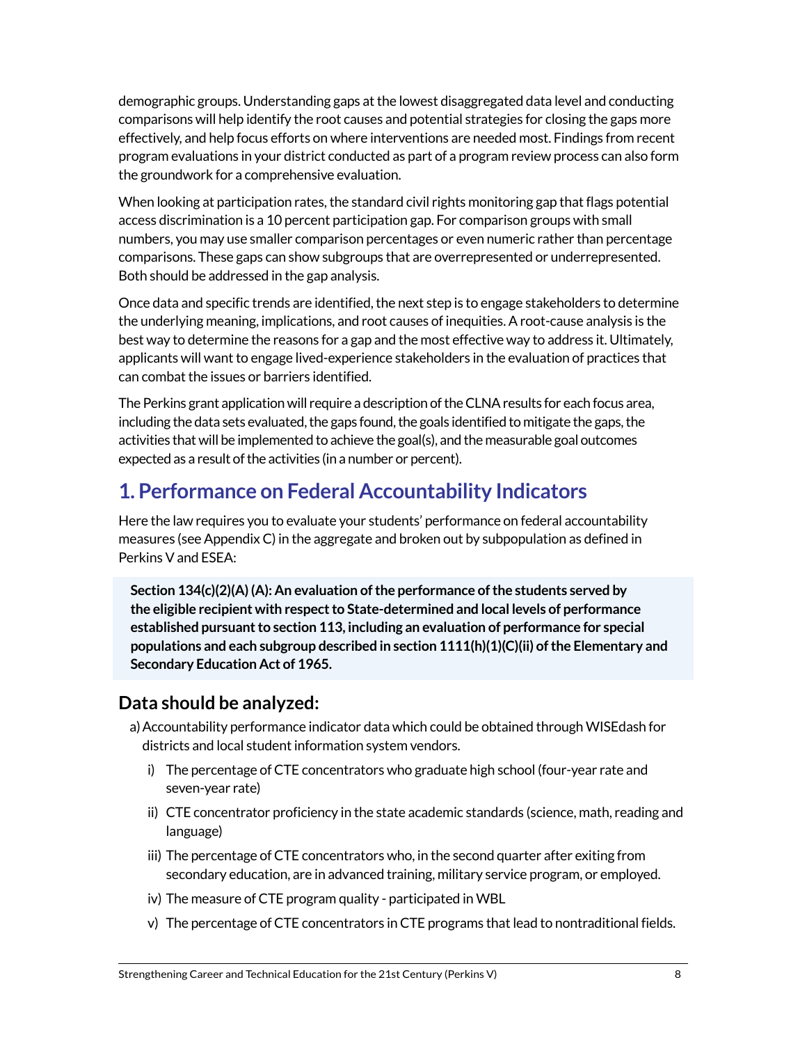demographic groups. Understanding gaps at the lowest disaggregated data level and conducting comparisons will help identify the root causes and potential strategies for closing the gaps more effectively, and help focus efforts on where interventions are needed most. Findings from recent program evaluations in your district conducted as part of a program review process can also form the groundwork for a comprehensive evaluation.

When looking at participation rates, the standard civil rights monitoring gap that flags potential access discrimination is a 10 percent participation gap. For comparison groups with small numbers, you may use smaller comparison percentages or even numeric rather than percentage comparisons. These gaps can show subgroups that are overrepresented or underrepresented. Both should be addressed in the gap analysis.

Once data and specific trends are identified, the next step is to engage stakeholders to determine the underlying meaning, implications, and root causes of inequities. A root-cause analysis is the best way to determine the reasons for a gap and the most effective way to address it. Ultimately, applicants will want to engage lived-experience stakeholders in the evaluation of practices that can combat the issues or barriers identified.

The Perkins grant application will require a description of the CLNA results for each focus area, including the data sets evaluated, the gaps found, the goals identified to mitigate the gaps, the activities that will be implemented to achieve the goal(s), and the measurable goal outcomes expected as a result of the activities (in a number or percent).

## 1. Performance on Federal Accountability Indicators

Here the law requires you to evaluate your students' performance on federal accountability measures (see Appendix C) in the aggregate and broken out by subpopulation as defined in Perkins V and ESEA:

> **Section 134(c)(2)(A) (A): An evaluation of the performance of the students served by the eligible recipient with respect to State-determined and local levels of performance established pursuant to section 113, including an evaluation of performance for special populations and each subgroup described in section 1111(h)(1)(C)(ii) of the Elementary and Secondary Education Act of 1965.**

### Data should be analyzed:

a) Accountability performance indicator data which could be obtained through WISEdash for districts and local student information system vendors.

   i) The percentage of CTE concentrators who graduate high school (four-year rate and seven-year rate)

   ii) CTE concentrator proficiency in the state academic standards (science, math, reading and language)

   iii) The percentage of CTE concentrators who, in the second quarter after exiting from secondary education, are in advanced training, military service program, or employed.

   iv) The measure of CTE program quality - participated in WBL

   v) The percentage of CTE concentrators in CTE programs that lead to nontraditional fields.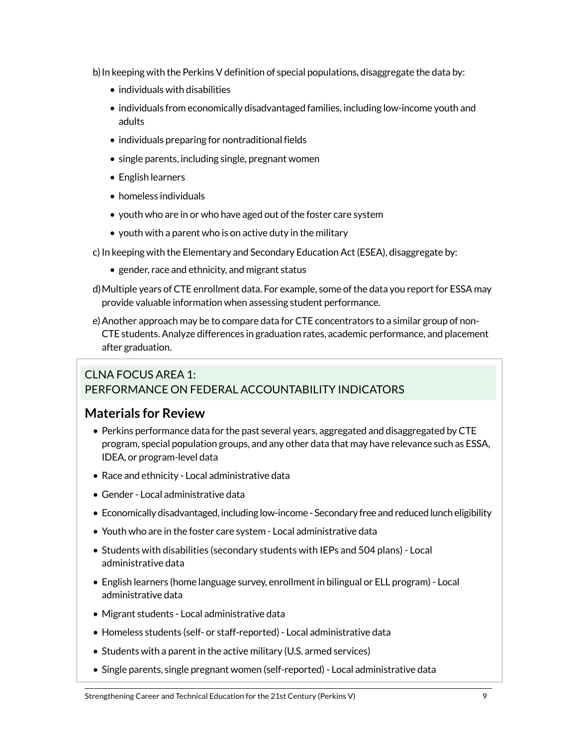b) In keeping with the Perkins V definition of special populations, disaggregate the data by:

- individuals with disabilities
- individuals from economically disadvantaged families, including low-income youth and adults
- individuals preparing for nontraditional fields
- single parents, including single, pregnant women
- English learners
- homeless individuals
- youth who are in or who have aged out of the foster care system
- youth with a parent who is on active duty in the military

c) In keeping with the Elementary and Secondary Education Act (ESEA), disaggregate by:

- gender, race and ethnicity, and migrant status

d) Multiple years of CTE enrollment data. For example, some of the data you report for ESSA may provide valuable information when assessing student performance.

e) Another approach may be to compare data for CTE concentrators to a similar group of non-CTE students. Analyze differences in graduation rates, academic performance, and placement after graduation.

## CLNA FOCUS AREA 1: PERFORMANCE ON FEDERAL ACCOUNTABILITY INDICATORS

### Materials for Review

- Perkins performance data for the past several years, aggregated and disaggregated by CTE program, special population groups, and any other data that may have relevance such as ESSA, IDEA, or program-level data
- Race and ethnicity - Local administrative data
- Gender - Local administrative data
- Economically disadvantaged, including low-income - Secondary free and reduced lunch eligibility
- Youth who are in the foster care system - Local administrative data
- Students with disabilities (secondary students with IEPs and 504 plans) - Local administrative data
- English learners (home language survey, enrollment in bilingual or ELL program) - Local administrative data
- Migrant students - Local administrative data
- Homeless students (self- or staff-reported) - Local administrative data
- Students with a parent in the active military (U.S. armed services)
- Single parents, single pregnant women (self-reported) - Local administrative data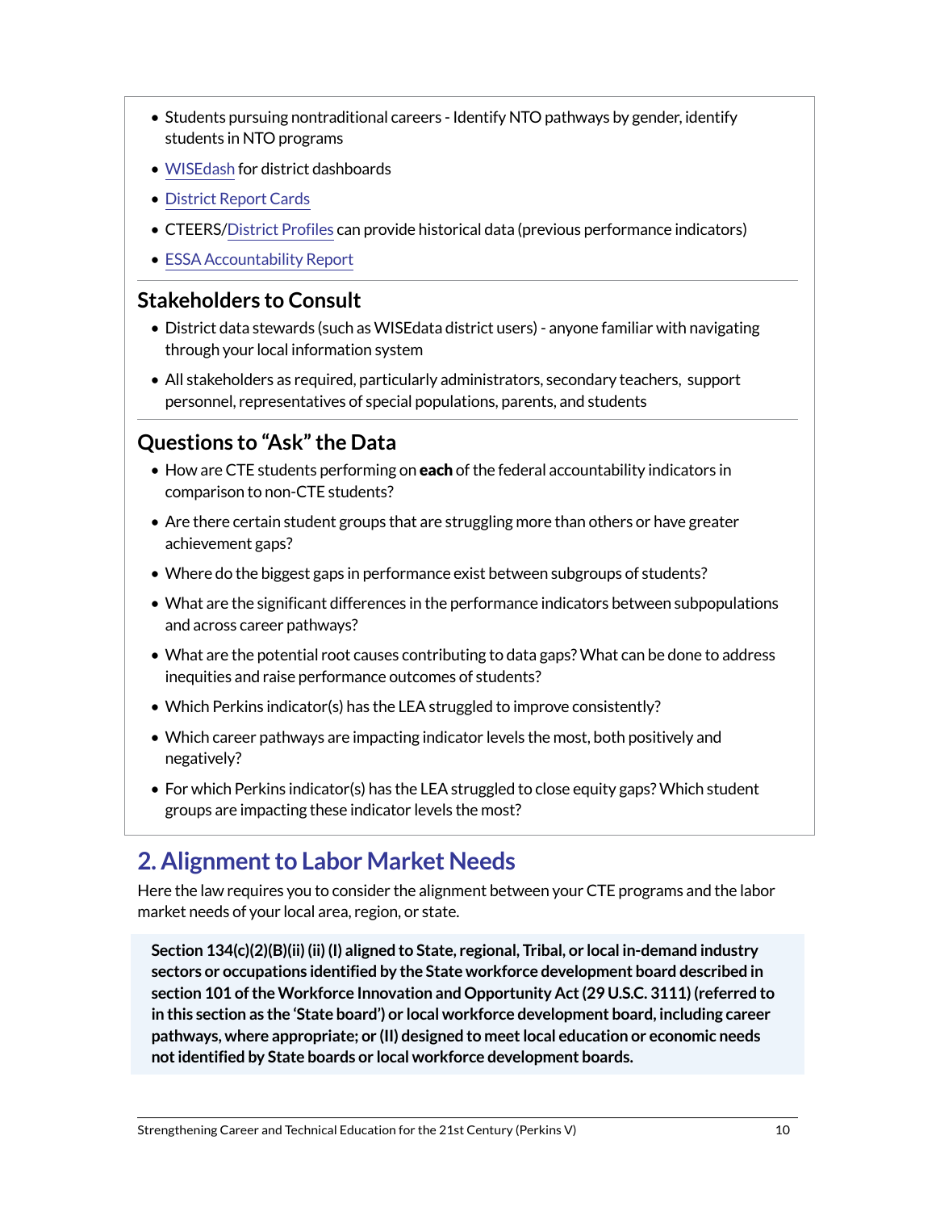- Students pursuing nontraditional careers - Identify NTO pathways by gender, identify students in NTO programs
- WISEdash for district dashboards
- District Report Cards
- CTEERS/District Profiles can provide historical data (previous performance indicators)
- ESSA Accountability Report

### Stakeholders to Consult

- District data stewards (such as WISEdata district users) - anyone familiar with navigating through your local information system
- All stakeholders as required, particularly administrators, secondary teachers, support personnel, representatives of special populations, parents, and students

### Questions to "Ask" the Data

- How are CTE students performing on **each** of the federal accountability indicators in comparison to non-CTE students?
- Are there certain student groups that are struggling more than others or have greater achievement gaps?
- Where do the biggest gaps in performance exist between subgroups of students?
- What are the significant differences in the performance indicators between subpopulations and across career pathways?
- What are the potential root causes contributing to data gaps? What can be done to address inequities and raise performance outcomes of students?
- Which Perkins indicator(s) has the LEA struggled to improve consistently?
- Which career pathways are impacting indicator levels the most, both positively and negatively?
- For which Perkins indicator(s) has the LEA struggled to close equity gaps? Which student groups are impacting these indicator levels the most?

## 2. Alignment to Labor Market Needs

Here the law requires you to consider the alignment between your CTE programs and the labor market needs of your local area, region, or state.

> **Section 134(c)(2)(B)(ii) (ii) (I) aligned to State, regional, Tribal, or local in-demand industry sectors or occupations identified by the State workforce development board described in section 101 of the Workforce Innovation and Opportunity Act (29 U.S.C. 3111) (referred to in this section as the 'State board') or local workforce development board, including career pathways, where appropriate; or (II) designed to meet local education or economic needs not identified by State boards or local workforce development boards.**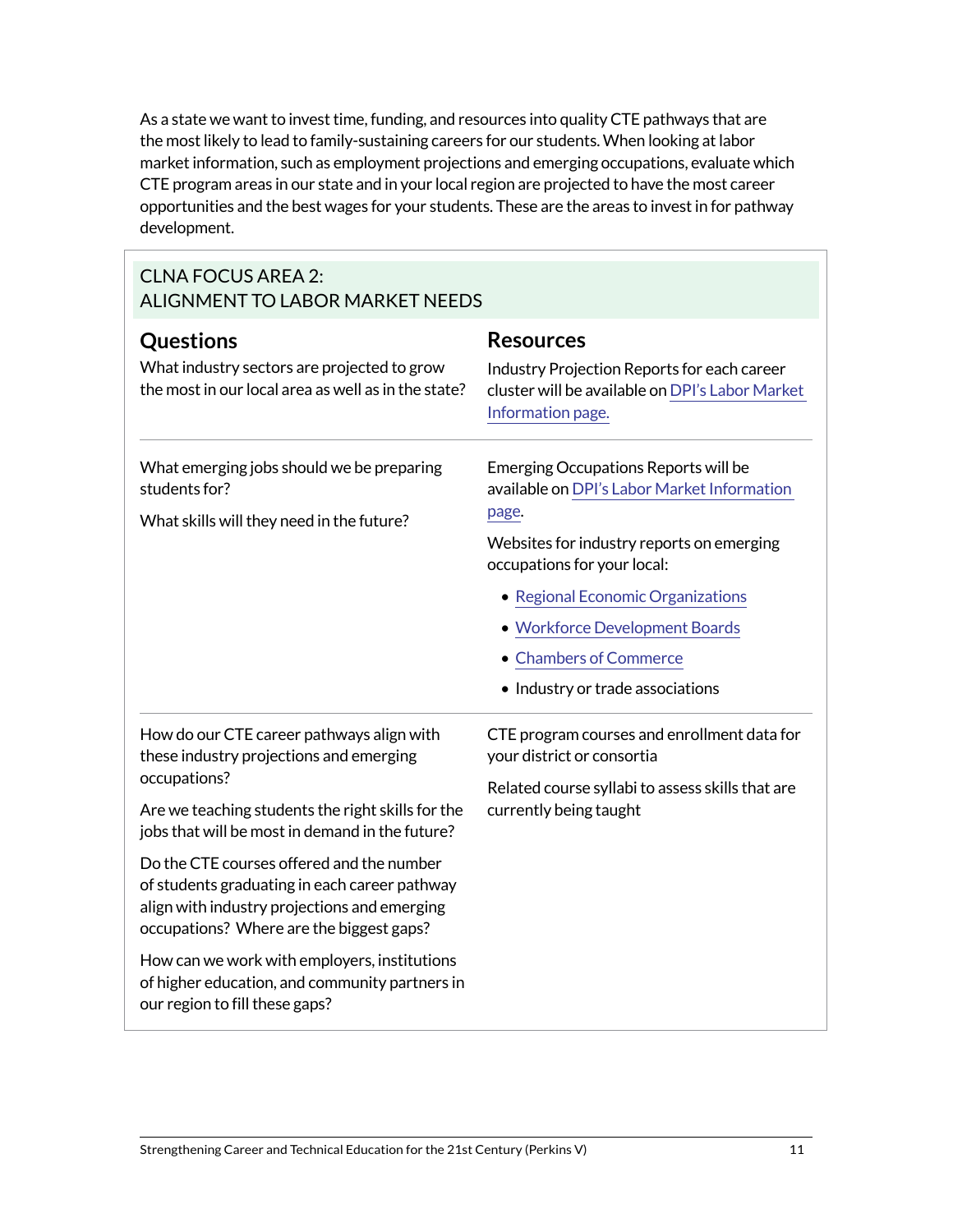As a state we want to invest time, funding, and resources into quality CTE pathways that are the most likely to lead to family-sustaining careers for our students. When looking at labor market information, such as employment projections and emerging occupations, evaluate which CTE program areas in our state and in your local region are projected to have the most career opportunities and the best wages for your students. These are the areas to invest in for pathway development.

## CLNA FOCUS AREA 2: ALIGNMENT TO LABOR MARKET NEEDS

| Questions | Resources |
| --- | --- |
| What industry sectors are projected to grow the most in our local area as well as in the state? | Industry Projection Reports for each career cluster will be available on DPI's Labor Market Information page. |
| What emerging jobs should we be preparing students for?<br><br>What skills will they need in the future? | Emerging Occupations Reports will be available on DPI's Labor Market Information page.<br><br>Websites for industry reports on emerging occupations for your local:<br>• Regional Economic Organizations<br>• Workforce Development Boards<br>• Chambers of Commerce<br>• Industry or trade associations |
| How do our CTE career pathways align with these industry projections and emerging occupations?<br><br>Are we teaching students the right skills for the jobs that will be most in demand in the future?<br><br>Do the CTE courses offered and the number of students graduating in each career pathway align with industry projections and emerging occupations? Where are the biggest gaps?<br><br>How can we work with employers, institutions of higher education, and community partners in our region to fill these gaps? | CTE program courses and enrollment data for your district or consortia<br><br>Related course syllabi to assess skills that are currently being taught |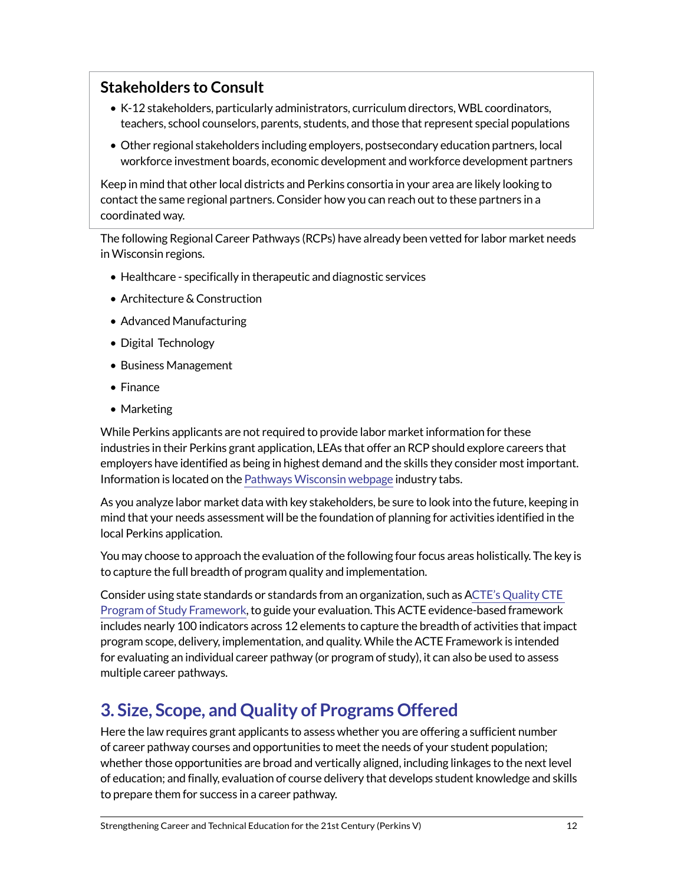### Stakeholders to Consult

- K-12 stakeholders, particularly administrators, curriculum directors, WBL coordinators, teachers, school counselors, parents, students, and those that represent special populations
- Other regional stakeholders including employers, postsecondary education partners, local workforce investment boards, economic development and workforce development partners

Keep in mind that other local districts and Perkins consortia in your area are likely looking to contact the same regional partners. Consider how you can reach out to these partners in a coordinated way.

The following Regional Career Pathways (RCPs) have already been vetted for labor market needs in Wisconsin regions.

- Healthcare - specifically in therapeutic and diagnostic services
- Architecture & Construction
- Advanced Manufacturing
- Digital Technology
- Business Management
- Finance
- Marketing

While Perkins applicants are not required to provide labor market information for these industries in their Perkins grant application, LEAs that offer an RCP should explore careers that employers have identified as being in highest demand and the skills they consider most important. Information is located on the Pathways Wisconsin webpage industry tabs.

As you analyze labor market data with key stakeholders, be sure to look into the future, keeping in mind that your needs assessment will be the foundation of planning for activities identified in the local Perkins application.

You may choose to approach the evaluation of the following four focus areas holistically. The key is to capture the full breadth of program quality and implementation.

Consider using state standards or standards from an organization, such as ACTE's Quality CTE Program of Study Framework, to guide your evaluation. This ACTE evidence-based framework includes nearly 100 indicators across 12 elements to capture the breadth of activities that impact program scope, delivery, implementation, and quality. While the ACTE Framework is intended for evaluating an individual career pathway (or program of study), it can also be used to assess multiple career pathways.

## 3. Size, Scope, and Quality of Programs Offered

Here the law requires grant applicants to assess whether you are offering a sufficient number of career pathway courses and opportunities to meet the needs of your student population; whether those opportunities are broad and vertically aligned, including linkages to the next level of education; and finally, evaluation of course delivery that develops student knowledge and skills to prepare them for success in a career pathway.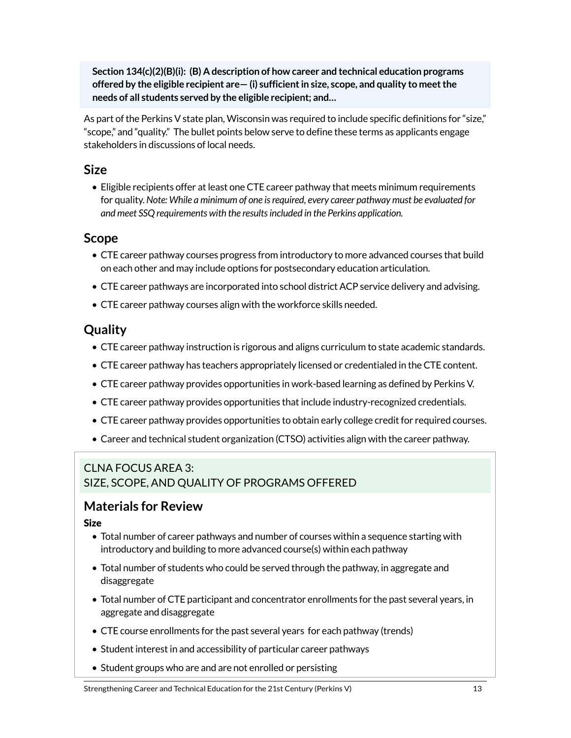**Section 134(c)(2)(B)(i): (B) A description of how career and technical education programs offered by the eligible recipient are— (i) sufficient in size, scope, and quality to meet the needs of all students served by the eligible recipient; and…**

As part of the Perkins V state plan, Wisconsin was required to include specific definitions for "size," "scope," and "quality." The bullet points below serve to define these terms as applicants engage stakeholders in discussions of local needs.

## Size

- Eligible recipients offer at least one CTE career pathway that meets minimum requirements for quality. *Note: While a minimum of one is required, every career pathway must be evaluated for and meet SSQ requirements with the results included in the Perkins application.*

## Scope

- CTE career pathway courses progress from introductory to more advanced courses that build on each other and may include options for postsecondary education articulation.
- CTE career pathways are incorporated into school district ACP service delivery and advising.
- CTE career pathway courses align with the workforce skills needed.

## Quality

- CTE career pathway instruction is rigorous and aligns curriculum to state academic standards.
- CTE career pathway has teachers appropriately licensed or credentialed in the CTE content.
- CTE career pathway provides opportunities in work-based learning as defined by Perkins V.
- CTE career pathway provides opportunities that include industry-recognized credentials.
- CTE career pathway provides opportunities to obtain early college credit for required courses.
- Career and technical student organization (CTSO) activities align with the career pathway.

CLNA FOCUS AREA 3:
SIZE, SCOPE, AND QUALITY OF PROGRAMS OFFERED

## Materials for Review

**Size**

- Total number of career pathways and number of courses within a sequence starting with introductory and building to more advanced course(s) within each pathway
- Total number of students who could be served through the pathway, in aggregate and disaggregate
- Total number of CTE participant and concentrator enrollments for the past several years, in aggregate and disaggregate
- CTE course enrollments for the past several years for each pathway (trends)
- Student interest in and accessibility of particular career pathways
- Student groups who are and are not enrolled or persisting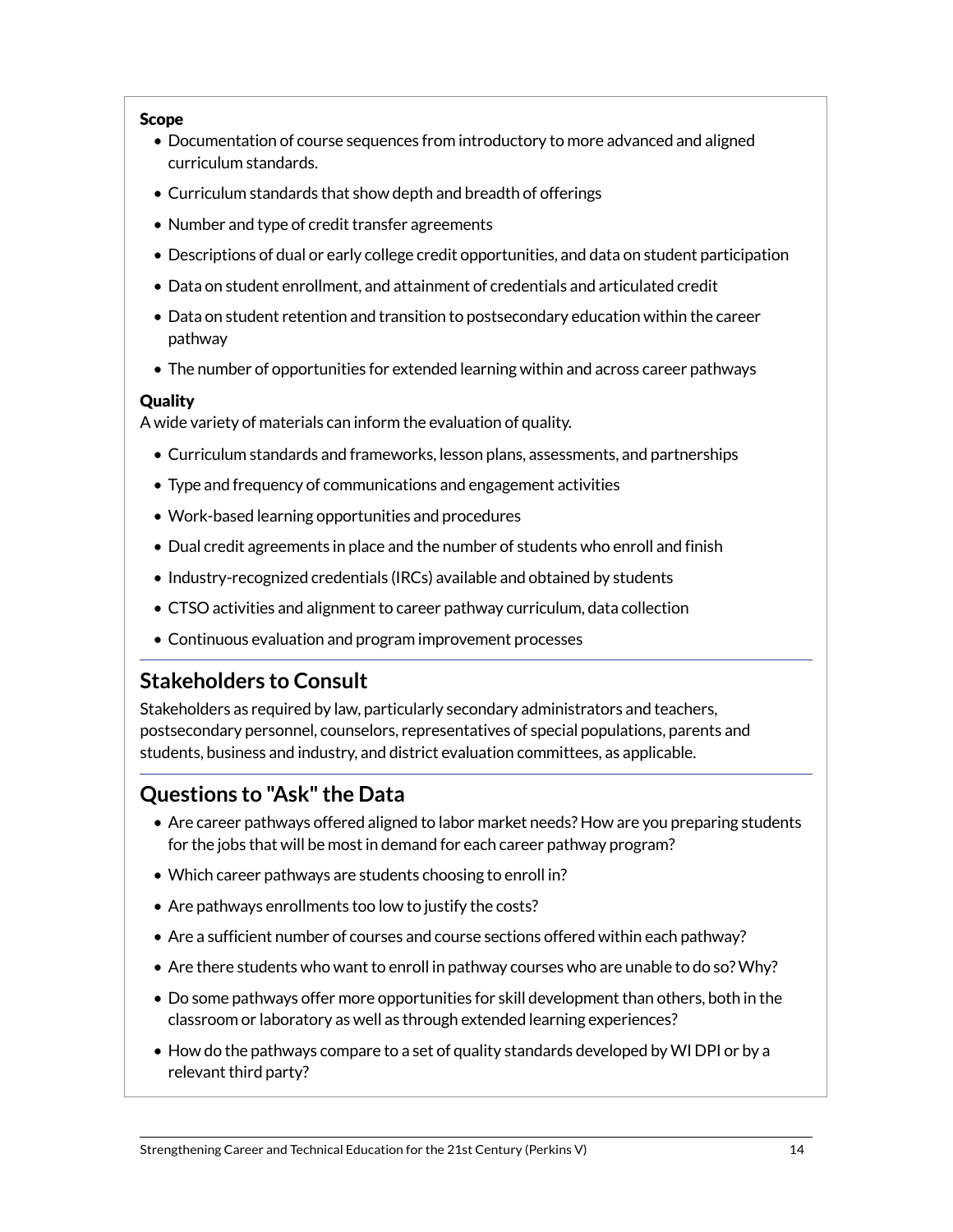**Scope**

- Documentation of course sequences from introductory to more advanced and aligned curriculum standards.
- Curriculum standards that show depth and breadth of offerings
- Number and type of credit transfer agreements
- Descriptions of dual or early college credit opportunities, and data on student participation
- Data on student enrollment, and attainment of credentials and articulated credit
- Data on student retention and transition to postsecondary education within the career pathway
- The number of opportunities for extended learning within and across career pathways

**Quality**

A wide variety of materials can inform the evaluation of quality.

- Curriculum standards and frameworks, lesson plans, assessments, and partnerships
- Type and frequency of communications and engagement activities
- Work-based learning opportunities and procedures
- Dual credit agreements in place and the number of students who enroll and finish
- Industry-recognized credentials (IRCs) available and obtained by students
- CTSO activities and alignment to career pathway curriculum, data collection
- Continuous evaluation and program improvement processes

## Stakeholders to Consult

Stakeholders as required by law, particularly secondary administrators and teachers, postsecondary personnel, counselors, representatives of special populations, parents and students, business and industry, and district evaluation committees, as applicable.

## Questions to "Ask" the Data

- Are career pathways offered aligned to labor market needs? How are you preparing students for the jobs that will be most in demand for each career pathway program?
- Which career pathways are students choosing to enroll in?
- Are pathways enrollments too low to justify the costs?
- Are a sufficient number of courses and course sections offered within each pathway?
- Are there students who want to enroll in pathway courses who are unable to do so? Why?
- Do some pathways offer more opportunities for skill development than others, both in the classroom or laboratory as well as through extended learning experiences?
- How do the pathways compare to a set of quality standards developed by WI DPI or by a relevant third party?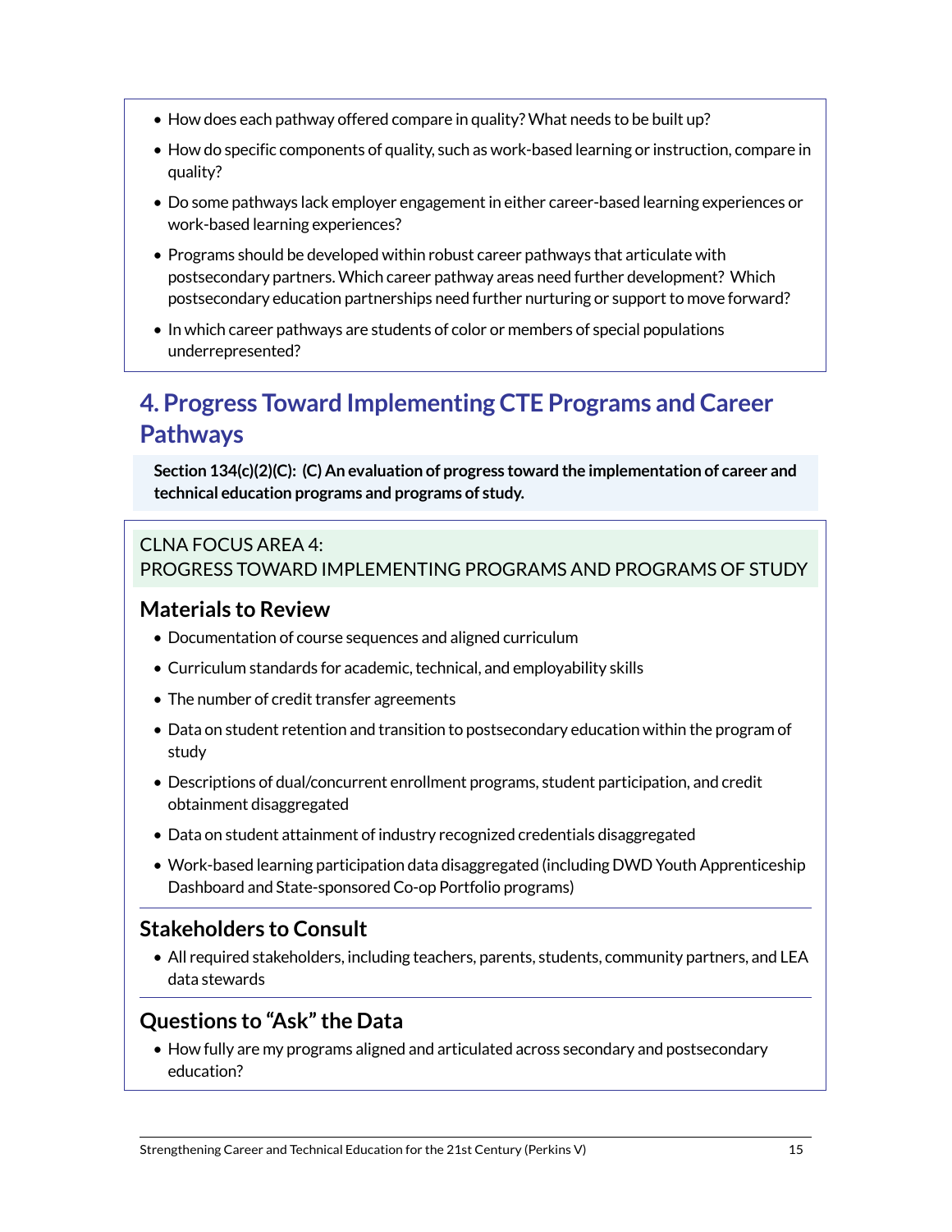- How does each pathway offered compare in quality? What needs to be built up?
- How do specific components of quality, such as work-based learning or instruction, compare in quality?
- Do some pathways lack employer engagement in either career-based learning experiences or work-based learning experiences?
- Programs should be developed within robust career pathways that articulate with postsecondary partners. Which career pathway areas need further development? Which postsecondary education partnerships need further nurturing or support to move forward?
- In which career pathways are students of color or members of special populations underrepresented?

## 4. Progress Toward Implementing CTE Programs and Career Pathways

**Section 134(c)(2)(C): (C) An evaluation of progress toward the implementation of career and technical education programs and programs of study.**

CLNA FOCUS AREA 4:
PROGRESS TOWARD IMPLEMENTING PROGRAMS AND PROGRAMS OF STUDY

### Materials to Review

- Documentation of course sequences and aligned curriculum
- Curriculum standards for academic, technical, and employability skills
- The number of credit transfer agreements
- Data on student retention and transition to postsecondary education within the program of study
- Descriptions of dual/concurrent enrollment programs, student participation, and credit obtainment disaggregated
- Data on student attainment of industry recognized credentials disaggregated
- Work-based learning participation data disaggregated (including DWD Youth Apprenticeship Dashboard and State-sponsored Co-op Portfolio programs)

### Stakeholders to Consult

- All required stakeholders, including teachers, parents, students, community partners, and LEA data stewards

### Questions to "Ask" the Data

- How fully are my programs aligned and articulated across secondary and postsecondary education?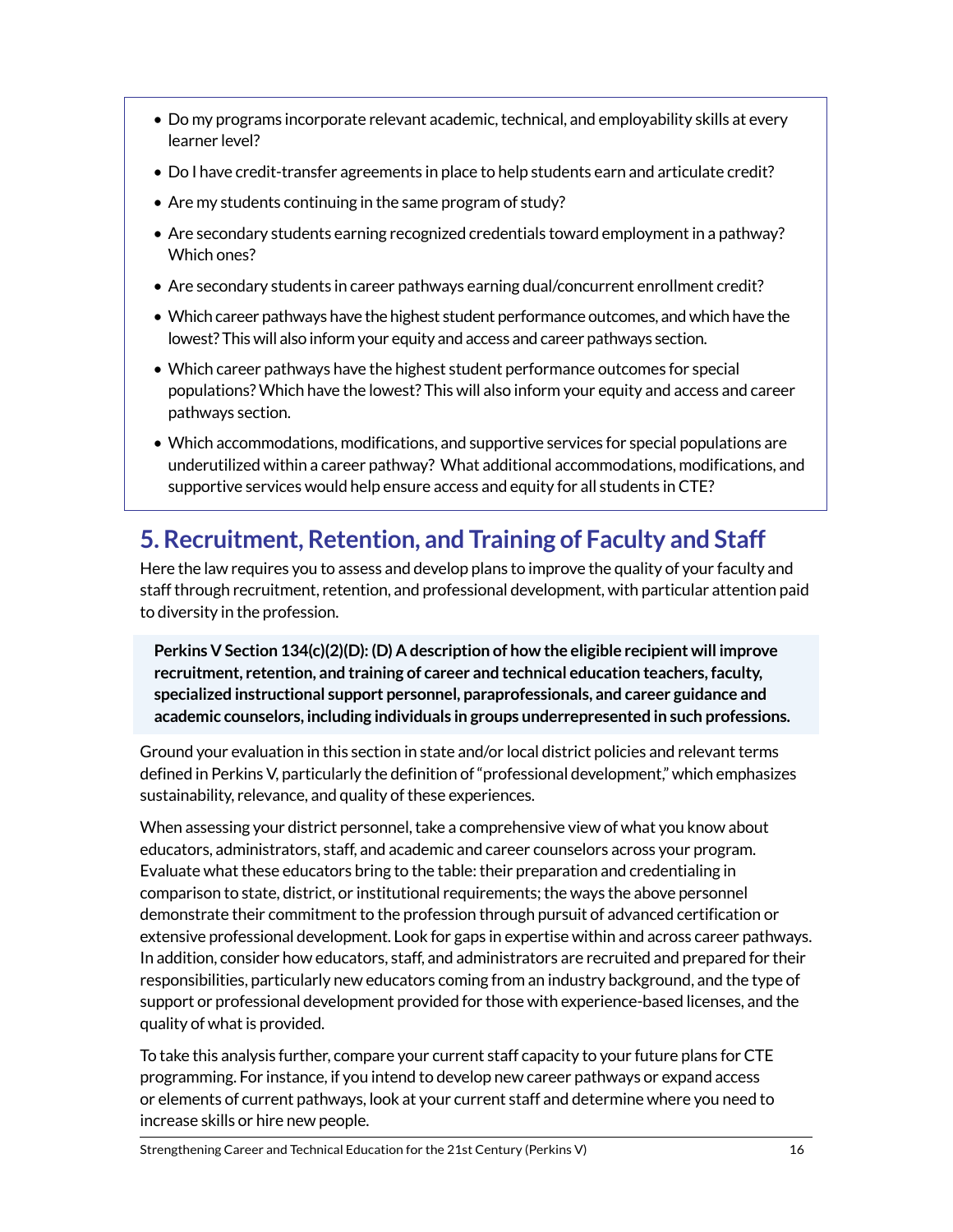- Do my programs incorporate relevant academic, technical, and employability skills at every learner level?
- Do I have credit-transfer agreements in place to help students earn and articulate credit?
- Are my students continuing in the same program of study?
- Are secondary students earning recognized credentials toward employment in a pathway? Which ones?
- Are secondary students in career pathways earning dual/concurrent enrollment credit?
- Which career pathways have the highest student performance outcomes, and which have the lowest? This will also inform your equity and access and career pathways section.
- Which career pathways have the highest student performance outcomes for special populations? Which have the lowest? This will also inform your equity and access and career pathways section.
- Which accommodations, modifications, and supportive services for special populations are underutilized within a career pathway? What additional accommodations, modifications, and supportive services would help ensure access and equity for all students in CTE?

## 5. Recruitment, Retention, and Training of Faculty and Staff

Here the law requires you to assess and develop plans to improve the quality of your faculty and staff through recruitment, retention, and professional development, with particular attention paid to diversity in the profession.

> **Perkins V Section 134(c)(2)(D): (D) A description of how the eligible recipient will improve recruitment, retention, and training of career and technical education teachers, faculty, specialized instructional support personnel, paraprofessionals, and career guidance and academic counselors, including individuals in groups underrepresented in such professions.**

Ground your evaluation in this section in state and/or local district policies and relevant terms defined in Perkins V, particularly the definition of "professional development," which emphasizes sustainability, relevance, and quality of these experiences.

When assessing your district personnel, take a comprehensive view of what you know about educators, administrators, staff, and academic and career counselors across your program. Evaluate what these educators bring to the table: their preparation and credentialing in comparison to state, district, or institutional requirements; the ways the above personnel demonstrate their commitment to the profession through pursuit of advanced certification or extensive professional development. Look for gaps in expertise within and across career pathways. In addition, consider how educators, staff, and administrators are recruited and prepared for their responsibilities, particularly new educators coming from an industry background, and the type of support or professional development provided for those with experience-based licenses, and the quality of what is provided.

To take this analysis further, compare your current staff capacity to your future plans for CTE programming. For instance, if you intend to develop new career pathways or expand access or elements of current pathways, look at your current staff and determine where you need to increase skills or hire new people.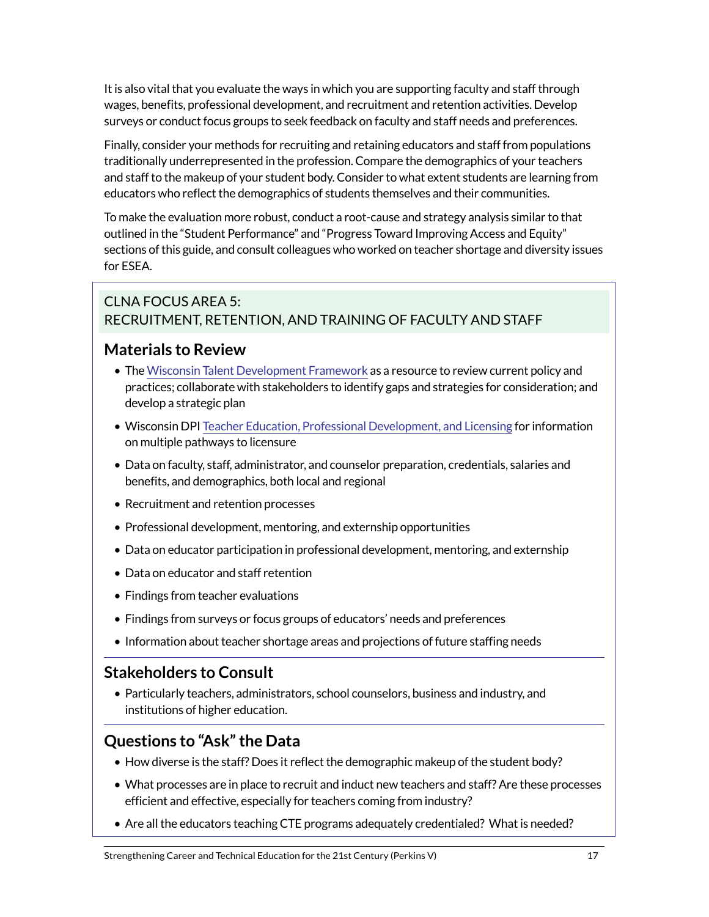It is also vital that you evaluate the ways in which you are supporting faculty and staff through wages, benefits, professional development, and recruitment and retention activities. Develop surveys or conduct focus groups to seek feedback on faculty and staff needs and preferences.

Finally, consider your methods for recruiting and retaining educators and staff from populations traditionally underrepresented in the profession. Compare the demographics of your teachers and staff to the makeup of your student body. Consider to what extent students are learning from educators who reflect the demographics of students themselves and their communities.

To make the evaluation more robust, conduct a root-cause and strategy analysis similar to that outlined in the "Student Performance" and "Progress Toward Improving Access and Equity" sections of this guide, and consult colleagues who worked on teacher shortage and diversity issues for ESEA.

## CLNA FOCUS AREA 5: RECRUITMENT, RETENTION, AND TRAINING OF FACULTY AND STAFF

### Materials to Review

- The Wisconsin Talent Development Framework as a resource to review current policy and practices; collaborate with stakeholders to identify gaps and strategies for consideration; and develop a strategic plan
- Wisconsin DPI Teacher Education, Professional Development, and Licensing for information on multiple pathways to licensure
- Data on faculty, staff, administrator, and counselor preparation, credentials, salaries and benefits, and demographics, both local and regional
- Recruitment and retention processes
- Professional development, mentoring, and externship opportunities
- Data on educator participation in professional development, mentoring, and externship
- Data on educator and staff retention
- Findings from teacher evaluations
- Findings from surveys or focus groups of educators' needs and preferences
- Information about teacher shortage areas and projections of future staffing needs

### Stakeholders to Consult

- Particularly teachers, administrators, school counselors, business and industry, and institutions of higher education.

### Questions to "Ask" the Data

- How diverse is the staff? Does it reflect the demographic makeup of the student body?
- What processes are in place to recruit and induct new teachers and staff? Are these processes efficient and effective, especially for teachers coming from industry?
- Are all the educators teaching CTE programs adequately credentialed? What is needed?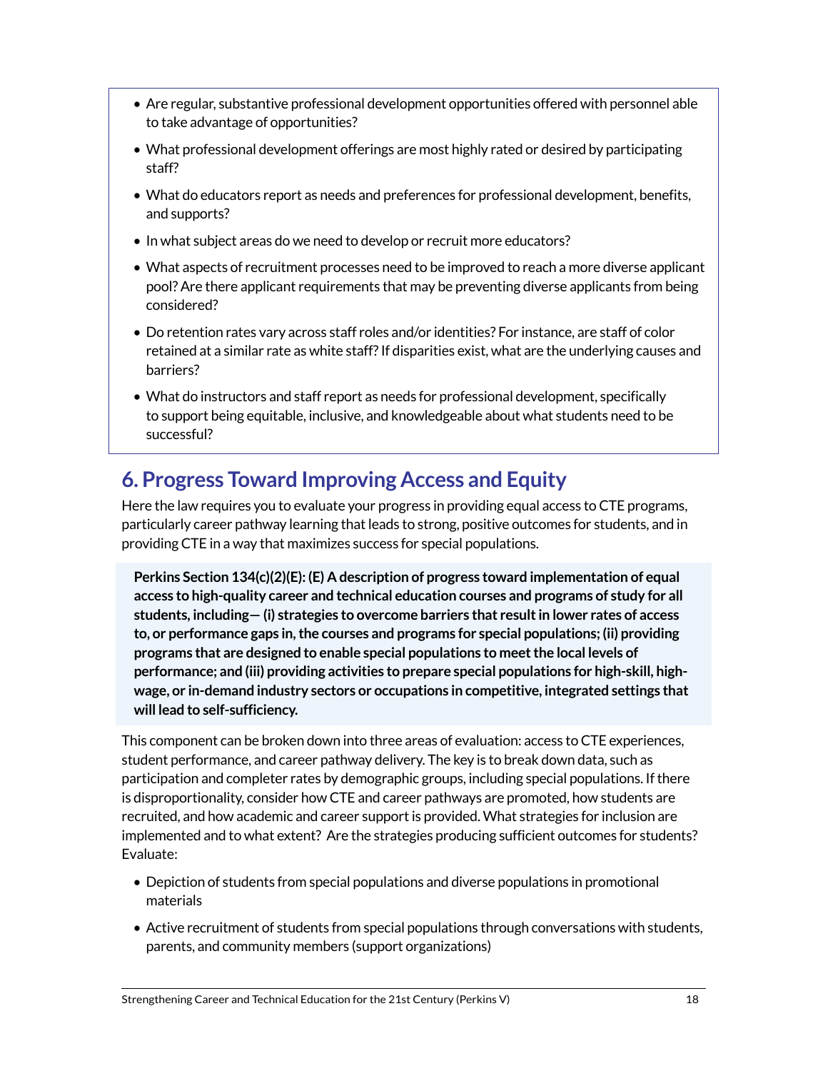- Are regular, substantive professional development opportunities offered with personnel able to take advantage of opportunities?
- What professional development offerings are most highly rated or desired by participating staff?
- What do educators report as needs and preferences for professional development, benefits, and supports?
- In what subject areas do we need to develop or recruit more educators?
- What aspects of recruitment processes need to be improved to reach a more diverse applicant pool? Are there applicant requirements that may be preventing diverse applicants from being considered?
- Do retention rates vary across staff roles and/or identities? For instance, are staff of color retained at a similar rate as white staff? If disparities exist, what are the underlying causes and barriers?
- What do instructors and staff report as needs for professional development, specifically to support being equitable, inclusive, and knowledgeable about what students need to be successful?

## 6. Progress Toward Improving Access and Equity

Here the law requires you to evaluate your progress in providing equal access to CTE programs, particularly career pathway learning that leads to strong, positive outcomes for students, and in providing CTE in a way that maximizes success for special populations.

> **Perkins Section 134(c)(2)(E): (E) A description of progress toward implementation of equal access to high-quality career and technical education courses and programs of study for all students, including— (i) strategies to overcome barriers that result in lower rates of access to, or performance gaps in, the courses and programs for special populations; (ii) providing programs that are designed to enable special populations to meet the local levels of performance; and (iii) providing activities to prepare special populations for high-skill, high-wage, or in-demand industry sectors or occupations in competitive, integrated settings that will lead to self-sufficiency.**

This component can be broken down into three areas of evaluation: access to CTE experiences, student performance, and career pathway delivery. The key is to break down data, such as participation and completer rates by demographic groups, including special populations. If there is disproportionality, consider how CTE and career pathways are promoted, how students are recruited, and how academic and career support is provided. What strategies for inclusion are implemented and to what extent? Are the strategies producing sufficient outcomes for students? Evaluate:

- Depiction of students from special populations and diverse populations in promotional materials
- Active recruitment of students from special populations through conversations with students, parents, and community members (support organizations)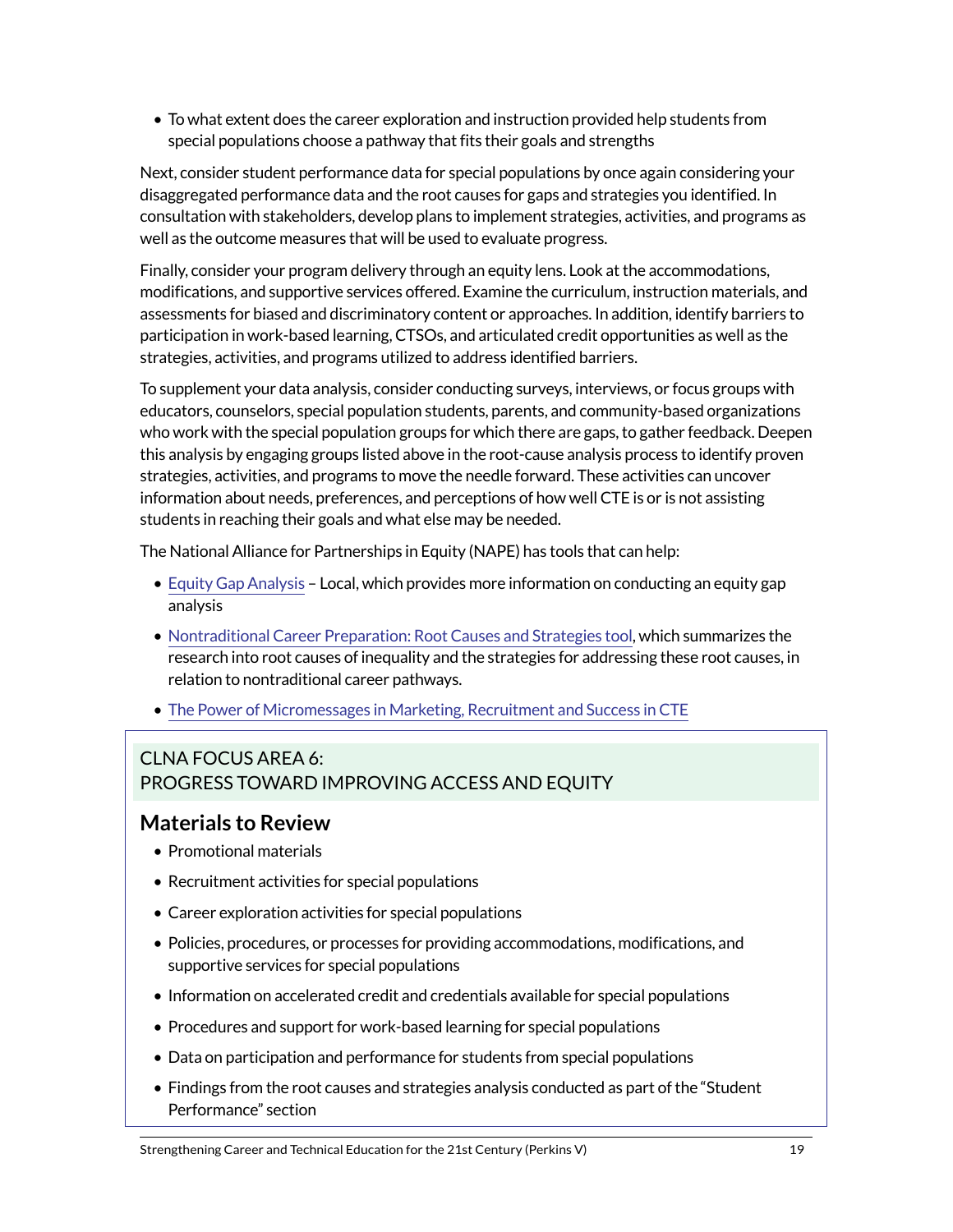- To what extent does the career exploration and instruction provided help students from special populations choose a pathway that fits their goals and strengths

Next, consider student performance data for special populations by once again considering your disaggregated performance data and the root causes for gaps and strategies you identified. In consultation with stakeholders, develop plans to implement strategies, activities, and programs as well as the outcome measures that will be used to evaluate progress.

Finally, consider your program delivery through an equity lens. Look at the accommodations, modifications, and supportive services offered. Examine the curriculum, instruction materials, and assessments for biased and discriminatory content or approaches. In addition, identify barriers to participation in work-based learning, CTSOs, and articulated credit opportunities as well as the strategies, activities, and programs utilized to address identified barriers.

To supplement your data analysis, consider conducting surveys, interviews, or focus groups with educators, counselors, special population students, parents, and community-based organizations who work with the special population groups for which there are gaps, to gather feedback. Deepen this analysis by engaging groups listed above in the root-cause analysis process to identify proven strategies, activities, and programs to move the needle forward. These activities can uncover information about needs, preferences, and perceptions of how well CTE is or is not assisting students in reaching their goals and what else may be needed.

The National Alliance for Partnerships in Equity (NAPE) has tools that can help:

- Equity Gap Analysis – Local, which provides more information on conducting an equity gap analysis
- Nontraditional Career Preparation: Root Causes and Strategies tool, which summarizes the research into root causes of inequality and the strategies for addressing these root causes, in relation to nontraditional career pathways.
- The Power of Micromessages in Marketing, Recruitment and Success in CTE

## CLNA FOCUS AREA 6: PROGRESS TOWARD IMPROVING ACCESS AND EQUITY

### Materials to Review

- Promotional materials
- Recruitment activities for special populations
- Career exploration activities for special populations
- Policies, procedures, or processes for providing accommodations, modifications, and supportive services for special populations
- Information on accelerated credit and credentials available for special populations
- Procedures and support for work-based learning for special populations
- Data on participation and performance for students from special populations
- Findings from the root causes and strategies analysis conducted as part of the "Student Performance" section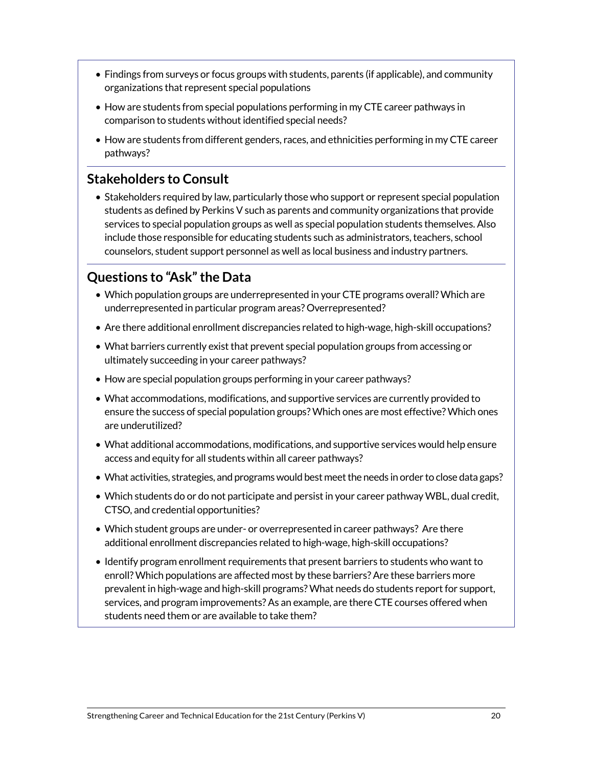- Findings from surveys or focus groups with students, parents (if applicable), and community organizations that represent special populations
- How are students from special populations performing in my CTE career pathways in comparison to students without identified special needs?
- How are students from different genders, races, and ethnicities performing in my CTE career pathways?

## Stakeholders to Consult

- Stakeholders required by law, particularly those who support or represent special population students as defined by Perkins V such as parents and community organizations that provide services to special population groups as well as special population students themselves. Also include those responsible for educating students such as administrators, teachers, school counselors, student support personnel as well as local business and industry partners.

## Questions to "Ask" the Data

- Which population groups are underrepresented in your CTE programs overall? Which are underrepresented in particular program areas? Overrepresented?
- Are there additional enrollment discrepancies related to high-wage, high-skill occupations?
- What barriers currently exist that prevent special population groups from accessing or ultimately succeeding in your career pathways?
- How are special population groups performing in your career pathways?
- What accommodations, modifications, and supportive services are currently provided to ensure the success of special population groups? Which ones are most effective? Which ones are underutilized?
- What additional accommodations, modifications, and supportive services would help ensure access and equity for all students within all career pathways?
- What activities, strategies, and programs would best meet the needs in order to close data gaps?
- Which students do or do not participate and persist in your career pathway WBL, dual credit, CTSO, and credential opportunities?
- Which student groups are under- or overrepresented in career pathways? Are there additional enrollment discrepancies related to high-wage, high-skill occupations?
- Identify program enrollment requirements that present barriers to students who want to enroll? Which populations are affected most by these barriers? Are these barriers more prevalent in high-wage and high-skill programs? What needs do students report for support, services, and program improvements? As an example, are there CTE courses offered when students need them or are available to take them?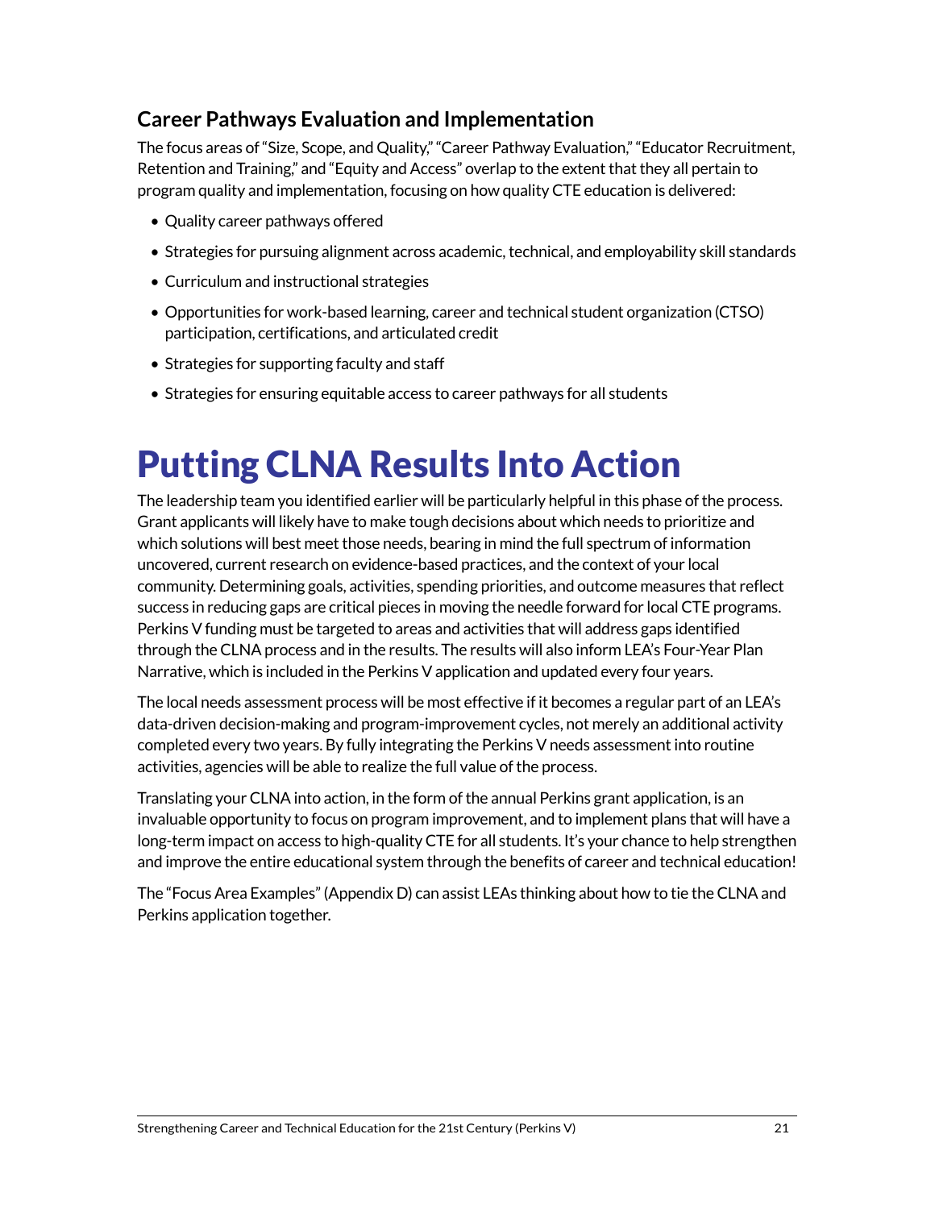### Career Pathways Evaluation and Implementation

The focus areas of "Size, Scope, and Quality," "Career Pathway Evaluation," "Educator Recruitment, Retention and Training," and "Equity and Access" overlap to the extent that they all pertain to program quality and implementation, focusing on how quality CTE education is delivered:

- Quality career pathways offered
- Strategies for pursuing alignment across academic, technical, and employability skill standards
- Curriculum and instructional strategies
- Opportunities for work-based learning, career and technical student organization (CTSO) participation, certifications, and articulated credit
- Strategies for supporting faculty and staff
- Strategies for ensuring equitable access to career pathways for all students

# Putting CLNA Results Into Action

The leadership team you identified earlier will be particularly helpful in this phase of the process. Grant applicants will likely have to make tough decisions about which needs to prioritize and which solutions will best meet those needs, bearing in mind the full spectrum of information uncovered, current research on evidence-based practices, and the context of your local community. Determining goals, activities, spending priorities, and outcome measures that reflect success in reducing gaps are critical pieces in moving the needle forward for local CTE programs. Perkins V funding must be targeted to areas and activities that will address gaps identified through the CLNA process and in the results. The results will also inform LEA's Four-Year Plan Narrative, which is included in the Perkins V application and updated every four years.

The local needs assessment process will be most effective if it becomes a regular part of an LEA's data-driven decision-making and program-improvement cycles, not merely an additional activity completed every two years. By fully integrating the Perkins V needs assessment into routine activities, agencies will be able to realize the full value of the process.

Translating your CLNA into action, in the form of the annual Perkins grant application, is an invaluable opportunity to focus on program improvement, and to implement plans that will have a long-term impact on access to high-quality CTE for all students. It's your chance to help strengthen and improve the entire educational system through the benefits of career and technical education!

The "Focus Area Examples" (Appendix D) can assist LEAs thinking about how to tie the CLNA and Perkins application together.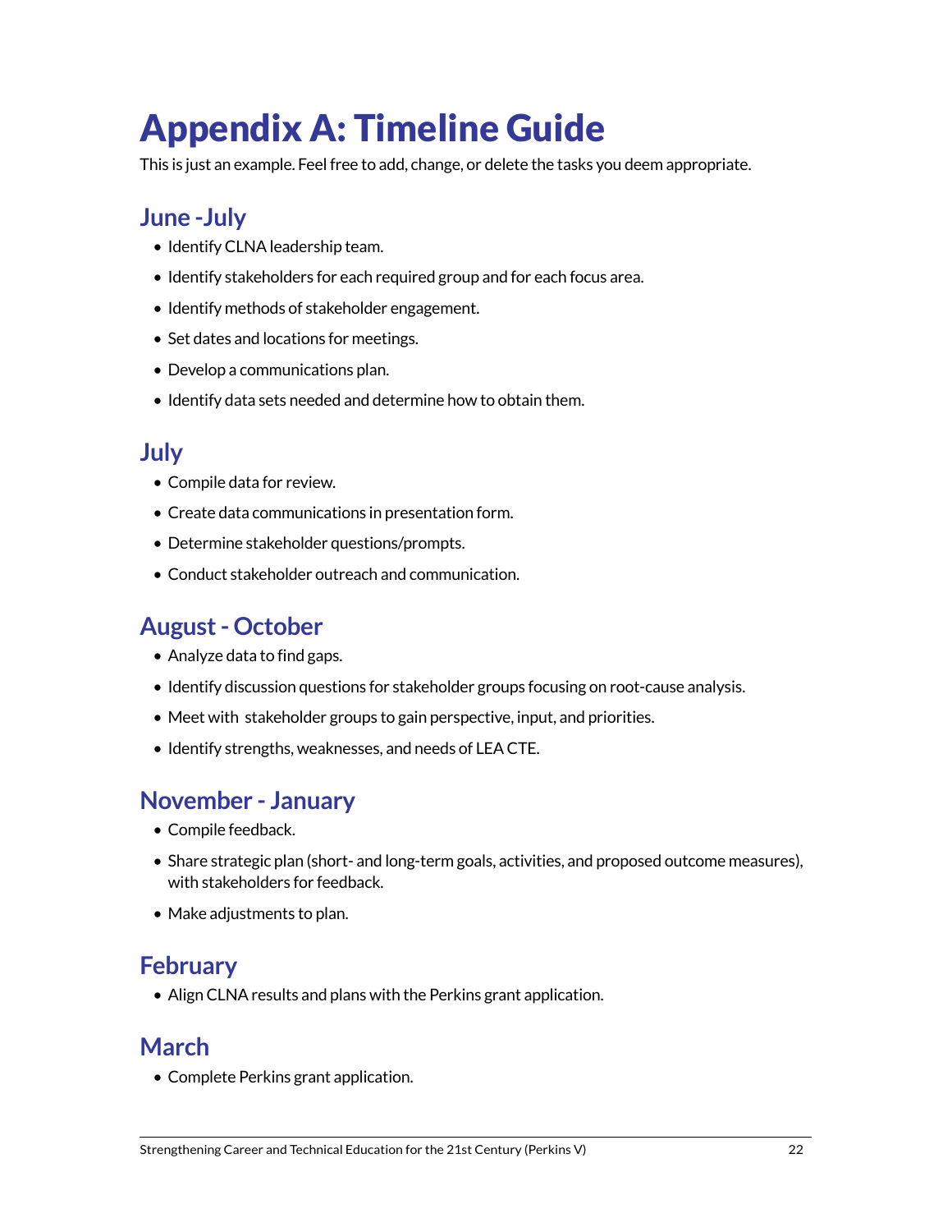# Appendix A: Timeline Guide

This is just an example. Feel free to add, change, or delete the tasks you deem appropriate.

## June -July

- Identify CLNA leadership team.
- Identify stakeholders for each required group and for each focus area.
- Identify methods of stakeholder engagement.
- Set dates and locations for meetings.
- Develop a communications plan.
- Identify data sets needed and determine how to obtain them.

## July

- Compile data for review.
- Create data communications in presentation form.
- Determine stakeholder questions/prompts.
- Conduct stakeholder outreach and communication.

## August - October

- Analyze data to find gaps.
- Identify discussion questions for stakeholder groups focusing on root-cause analysis.
- Meet with stakeholder groups to gain perspective, input, and priorities.
- Identify strengths, weaknesses, and needs of LEA CTE.

## November - January

- Compile feedback.
- Share strategic plan (short- and long-term goals, activities, and proposed outcome measures), with stakeholders for feedback.
- Make adjustments to plan.

## February

- Align CLNA results and plans with the Perkins grant application.

## March

- Complete Perkins grant application.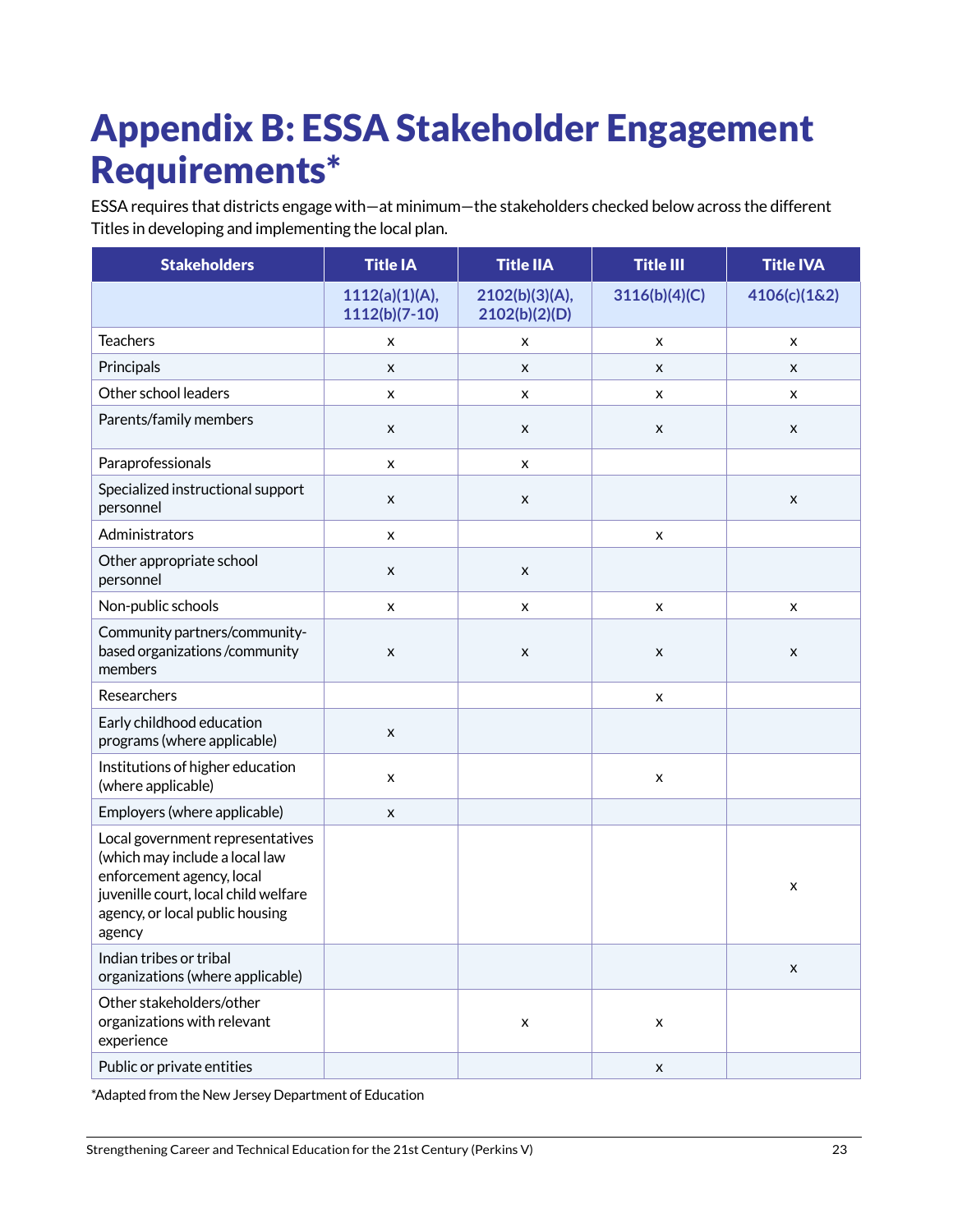# Appendix B: ESSA Stakeholder Engagement Requirements*

ESSA requires that districts engage with—at minimum—the stakeholders checked below across the different Titles in developing and implementing the local plan.

| Stakeholders | Title IA | Title IIA | Title III | Title IVA |
|---|---|---|---|---|
| | 1112(a)(1)(A), 1112(b)(7-10) | 2102(b)(3)(A), 2102(b)(2)(D) | 3116(b)(4)(C) | 4106(c)(1&2) |
| Teachers | x | x | x | x |
| Principals | x | x | x | x |
| Other school leaders | x | x | x | x |
| Parents/family members | x | x | x | x |
| Paraprofessionals | x | x | | |
| Specialized instructional support personnel | x | x | | x |
| Administrators | x | | x | |
| Other appropriate school personnel | x | x | | |
| Non-public schools | x | x | x | x |
| Community partners/community-based organizations /community members | x | x | x | x |
| Researchers | | | x | |
| Early childhood education programs (where applicable) | x | | | |
| Institutions of higher education (where applicable) | x | | x | |
| Employers (where applicable) | x | | | |
| Local government representatives (which may include a local law enforcement agency, local juvenille court, local child welfare agency, or local public housing agency | | | | x |
| Indian tribes or tribal organizations (where applicable) | | | | x |
| Other stakeholders/other organizations with relevant experience | | x | x | |
| Public or private entities | | | x | |

*Adapted from the New Jersey Department of Education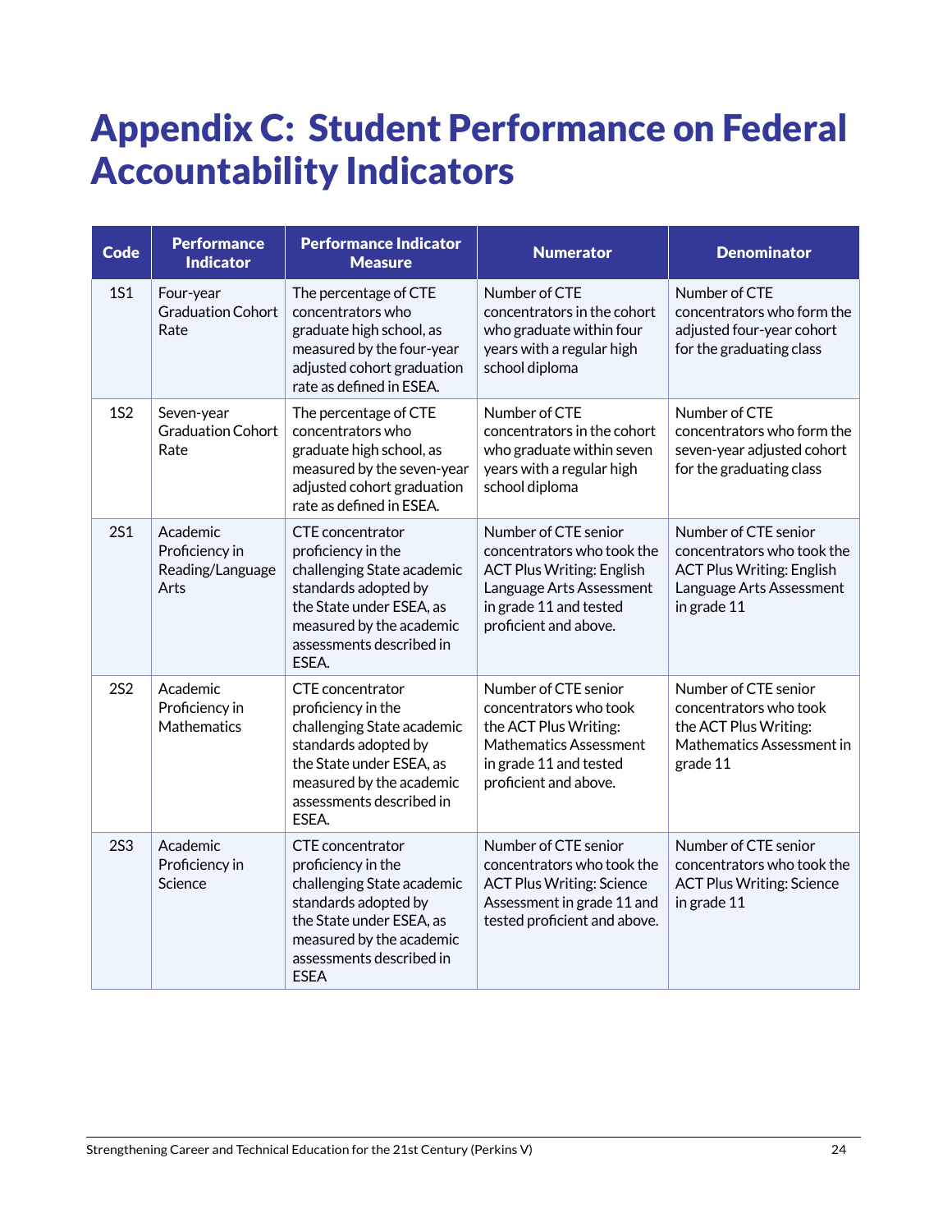# Appendix C: Student Performance on Federal Accountability Indicators

| Code | Performance Indicator | Performance Indicator Measure | Numerator | Denominator |
|---|---|---|---|---|
| 1S1 | Four-year Graduation Cohort Rate | The percentage of CTE concentrators who graduate high school, as measured by the four-year adjusted cohort graduation rate as defined in ESEA. | Number of CTE concentrators in the cohort who graduate within four years with a regular high school diploma | Number of CTE concentrators who form the adjusted four-year cohort for the graduating class |
| 1S2 | Seven-year Graduation Cohort Rate | The percentage of CTE concentrators who graduate high school, as measured by the seven-year adjusted cohort graduation rate as defined in ESEA. | Number of CTE concentrators in the cohort who graduate within seven years with a regular high school diploma | Number of CTE concentrators who form the seven-year adjusted cohort for the graduating class |
| 2S1 | Academic Proficiency in Reading/Language Arts | CTE concentrator proficiency in the challenging State academic standards adopted by the State under ESEA, as measured by the academic assessments described in ESEA. | Number of CTE senior concentrators who took the ACT Plus Writing: English Language Arts Assessment in grade 11 and tested proficient and above. | Number of CTE senior concentrators who took the ACT Plus Writing: English Language Arts Assessment in grade 11 |
| 2S2 | Academic Proficiency in Mathematics | CTE concentrator proficiency in the challenging State academic standards adopted by the State under ESEA, as measured by the academic assessments described in ESEA. | Number of CTE senior concentrators who took the ACT Plus Writing: Mathematics Assessment in grade 11 and tested proficient and above. | Number of CTE senior concentrators who took the ACT Plus Writing: Mathematics Assessment in grade 11 |
| 2S3 | Academic Proficiency in Science | CTE concentrator proficiency in the challenging State academic standards adopted by the State under ESEA, as measured by the academic assessments described in ESEA | Number of CTE senior concentrators who took the ACT Plus Writing: Science Assessment in grade 11 and tested proficient and above. | Number of CTE senior concentrators who took the ACT Plus Writing: Science in grade 11 |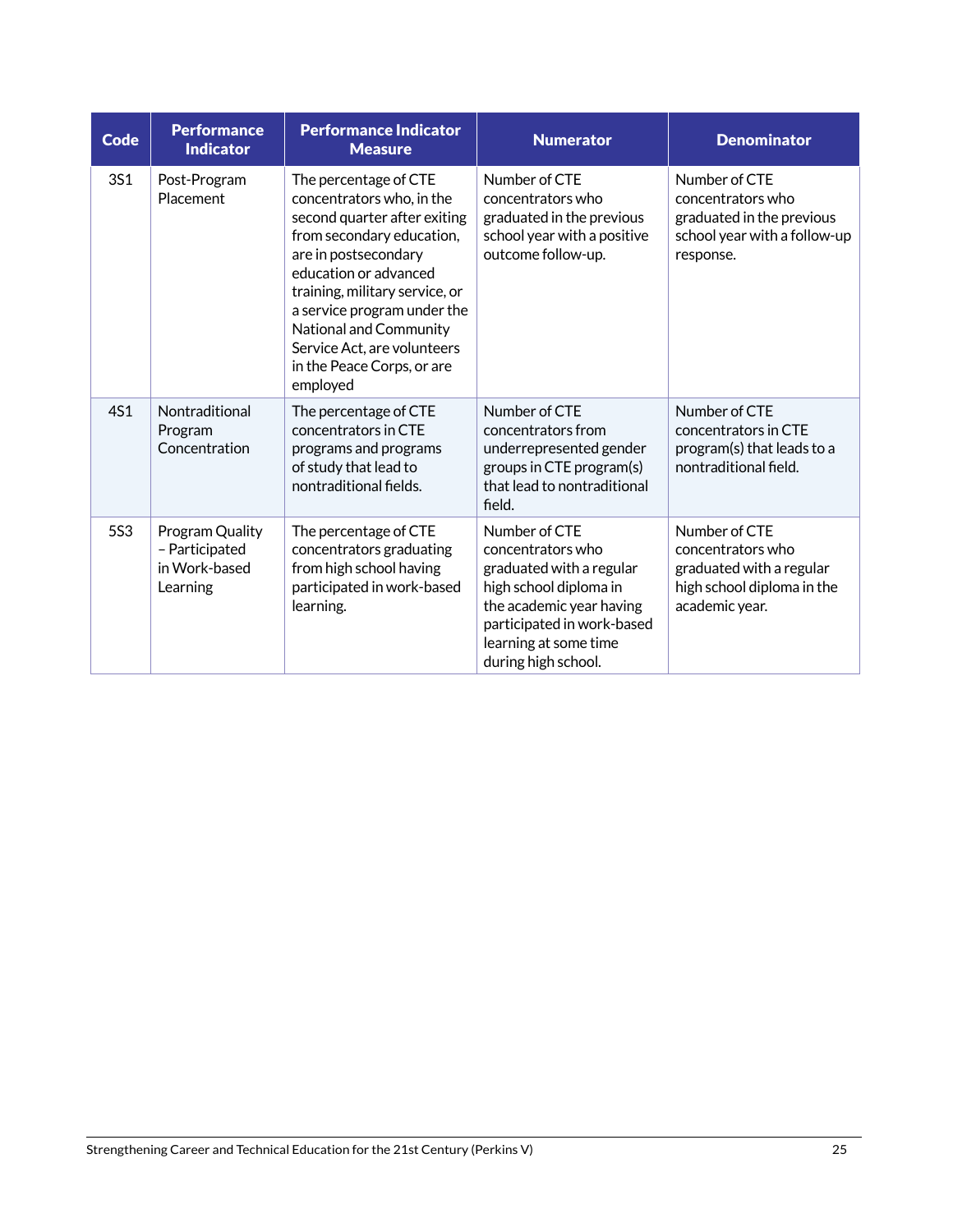| Code | Performance Indicator | Performance Indicator Measure | Numerator | Denominator |
|---|---|---|---|---|
| 3S1 | Post-Program Placement | The percentage of CTE concentrators who, in the second quarter after exiting from secondary education, are in postsecondary education or advanced training, military service, or a service program under the National and Community Service Act, are volunteers in the Peace Corps, or are employed | Number of CTE concentrators who graduated in the previous school year with a positive outcome follow-up. | Number of CTE concentrators who graduated in the previous school year with a follow-up response. |
| 4S1 | Nontraditional Program Concentration | The percentage of CTE concentrators in CTE programs and programs of study that lead to nontraditional fields. | Number of CTE concentrators from underrepresented gender groups in CTE program(s) that lead to nontraditional field. | Number of CTE concentrators in CTE program(s) that leads to a nontraditional field. |
| 5S3 | Program Quality – Participated in Work-based Learning | The percentage of CTE concentrators graduating from high school having participated in work-based learning. | Number of CTE concentrators who graduated with a regular high school diploma in the academic year having participated in work-based learning at some time during high school. | Number of CTE concentrators who graduated with a regular high school diploma in the academic year. |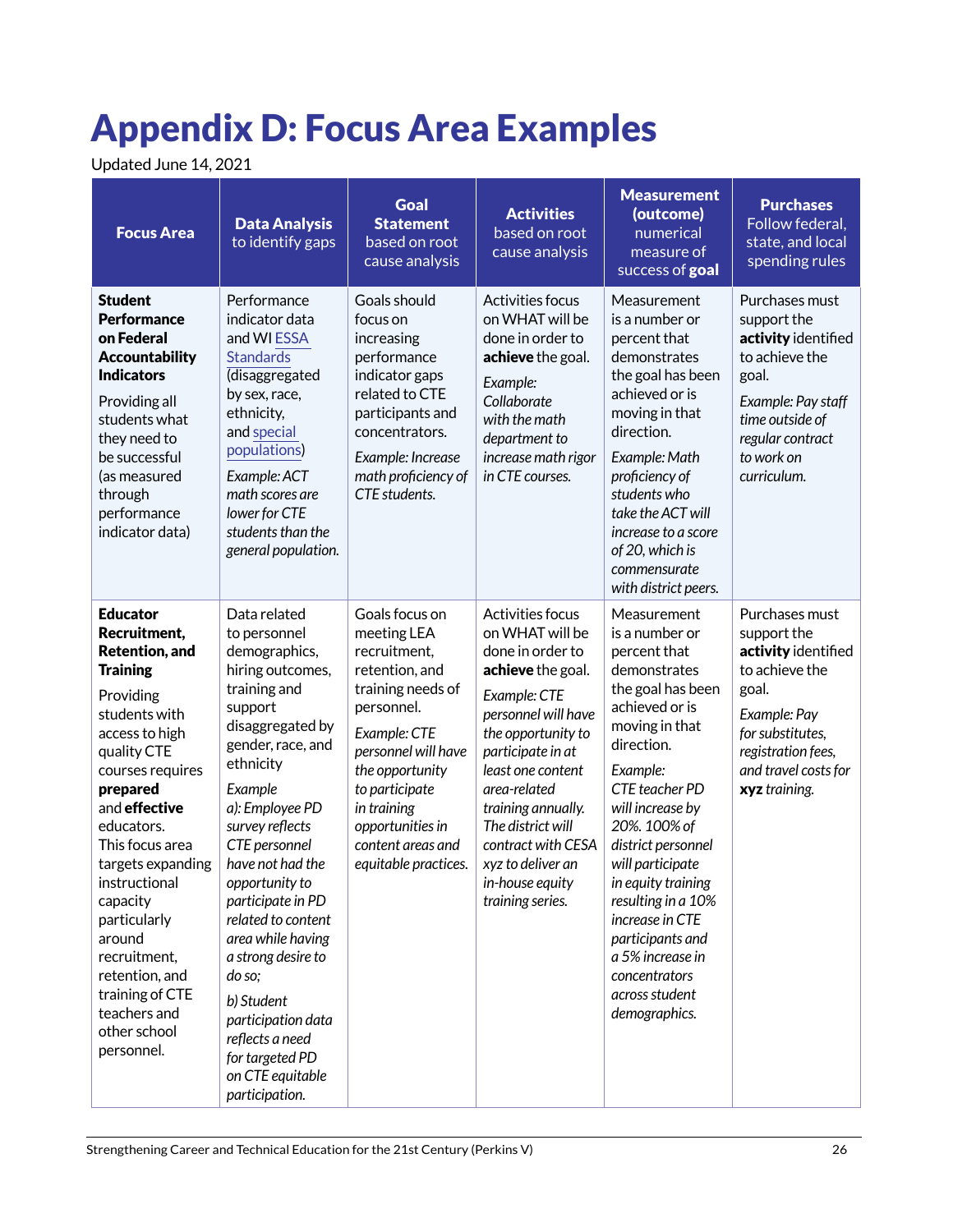# Appendix D: Focus Area Examples

Updated June 14, 2021

| **Focus Area** | **Data Analysis** to identify gaps | **Goal Statement** based on root cause analysis | **Activities** based on root cause analysis | **Measurement (outcome)** numerical measure of success of **goal** | **Purchases** Follow federal, state, and local spending rules |
|---|---|---|---|---|---|
| **Student Performance on Federal Accountability Indicators**<br><br>Providing all students what they need to be successful (as measured through performance indicator data) | Performance indicator data and WI ESSA Standards (disaggregated by sex, race, ethnicity, and special populations)<br><br>*Example: ACT math scores are lower for CTE students than the general population.* | Goals should focus on increasing performance indicator gaps related to CTE participants and concentrators.<br><br>*Example: Increase math proficiency of CTE students.* | Activities focus on WHAT will be done in order to **achieve** the goal.<br><br>*Example: Collaborate with the math department to increase math rigor in CTE courses.* | Measurement is a number or percent that demonstrates the goal has been achieved or is moving in that direction.<br><br>*Example: Math proficiency of students who take the ACT will increase to a score of 20, which is commensurate with district peers.* | Purchases must support the **activity** identified to achieve the goal.<br><br>*Example: Pay staff time outside of regular contract to work on curriculum.* |
| **Educator Recruitment, Retention, and Training**<br><br>Providing students with access to high quality CTE courses requires **prepared** and **effective** educators. This focus area targets expanding instructional capacity particularly around recruitment, retention, and training of CTE teachers and other school personnel. | Data related to personnel demographics, hiring outcomes, training and support disaggregated by gender, race, and ethnicity<br><br>*Example a): Employee PD survey reflects CTE personnel have not had the opportunity to participate in PD related to content area while having a strong desire to do so;*<br><br>*b) Student participation data reflects a need for targeted PD on CTE equitable participation.* | Goals focus on meeting LEA recruitment, retention, and training needs of personnel.<br><br>*Example: CTE personnel will have the opportunity to participate in training opportunities in content areas and equitable practices.* | Activities focus on WHAT will be done in order to **achieve** the goal.<br><br>*Example: CTE personnel will have the opportunity to participate in at least one content area-related training annually. The district will contract with CESA xyz to deliver an in-house equity training series.* | Measurement is a number or percent that demonstrates the goal has been achieved or is moving in that direction.<br><br>*Example: CTE teacher PD will increase by 20%. 100% of district personnel will participate in equity training resulting in a 10% increase in CTE participants and a 5% increase in concentrators across student demographics.* | Purchases must support the **activity** identified to achieve the goal.<br><br>*Example: Pay for substitutes, registration fees, and travel costs for **xyz** training.* |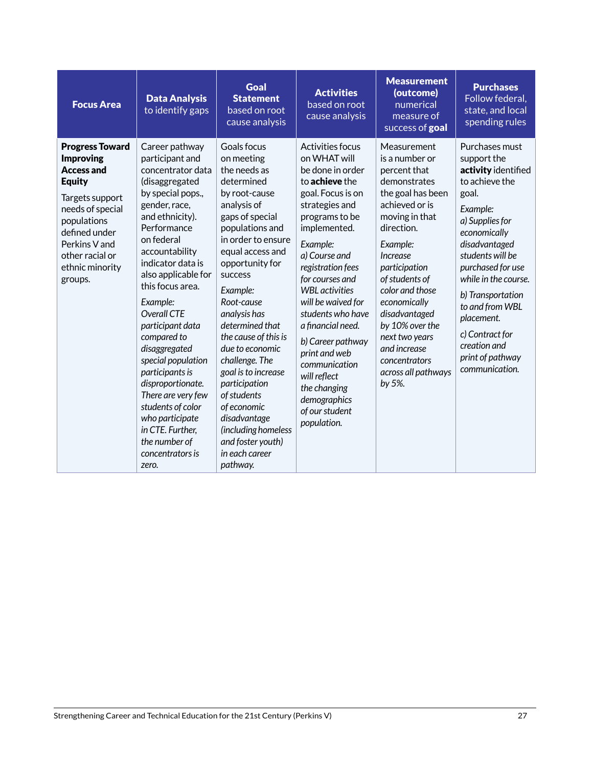| **Focus Area** | **Data Analysis** to identify gaps | **Goal Statement** based on root cause analysis | **Activities** based on root cause analysis | **Measurement (outcome)** numerical measure of success of **goal** | **Purchases** Follow federal, state, and local spending rules |
|---|---|---|---|---|---|
| **Progress Toward Improving Access and Equity**<br><br>Targets support needs of special populations defined under Perkins V and other racial or ethnic minority groups. | Career pathway participant and concentrator data (disaggregated by special pops., gender, race, and ethnicity). Performance on federal accountability indicator data is also applicable for this focus area.<br><br>*Example:*<br>*Overall CTE participant data compared to disaggregated special population participants is disproportionate. There are very few students of color who participate in CTE. Further, the number of concentrators is zero.* | Goals focus on meeting the needs as determined by root-cause analysis of gaps of special populations and in order to ensure equal access and opportunity for success<br><br>*Example:*<br>*Root-cause analysis has determined that the cause of this is due to economic challenge. The goal is to increase participation of students of economic disadvantage (including homeless and foster youth) in each career pathway.* | Activities focus on WHAT will be done in order to **achieve** the goal. Focus is on strategies and programs to be implemented.<br><br>*Example:*<br>*a) Course and registration fees for courses and WBL activities will be waived for students who have a financial need.*<br><br>*b) Career pathway print and web communication will reflect the changing demographics of our student population.* | Measurement is a number or percent that demonstrates the goal has been achieved or is moving in that direction.<br><br>*Example:*<br>*Increase participation of students of color and those economically disadvantaged by 10% over the next two years and increase concentrators across all pathways by 5%.* | Purchases must support the **activity** identified to achieve the goal.<br><br>*Example:*<br>*a) Supplies for economically disadvantaged students will be purchased for use while in the course.*<br><br>*b) Transportation to and from WBL placement.*<br><br>*c) Contract for creation and print of pathway communication.* |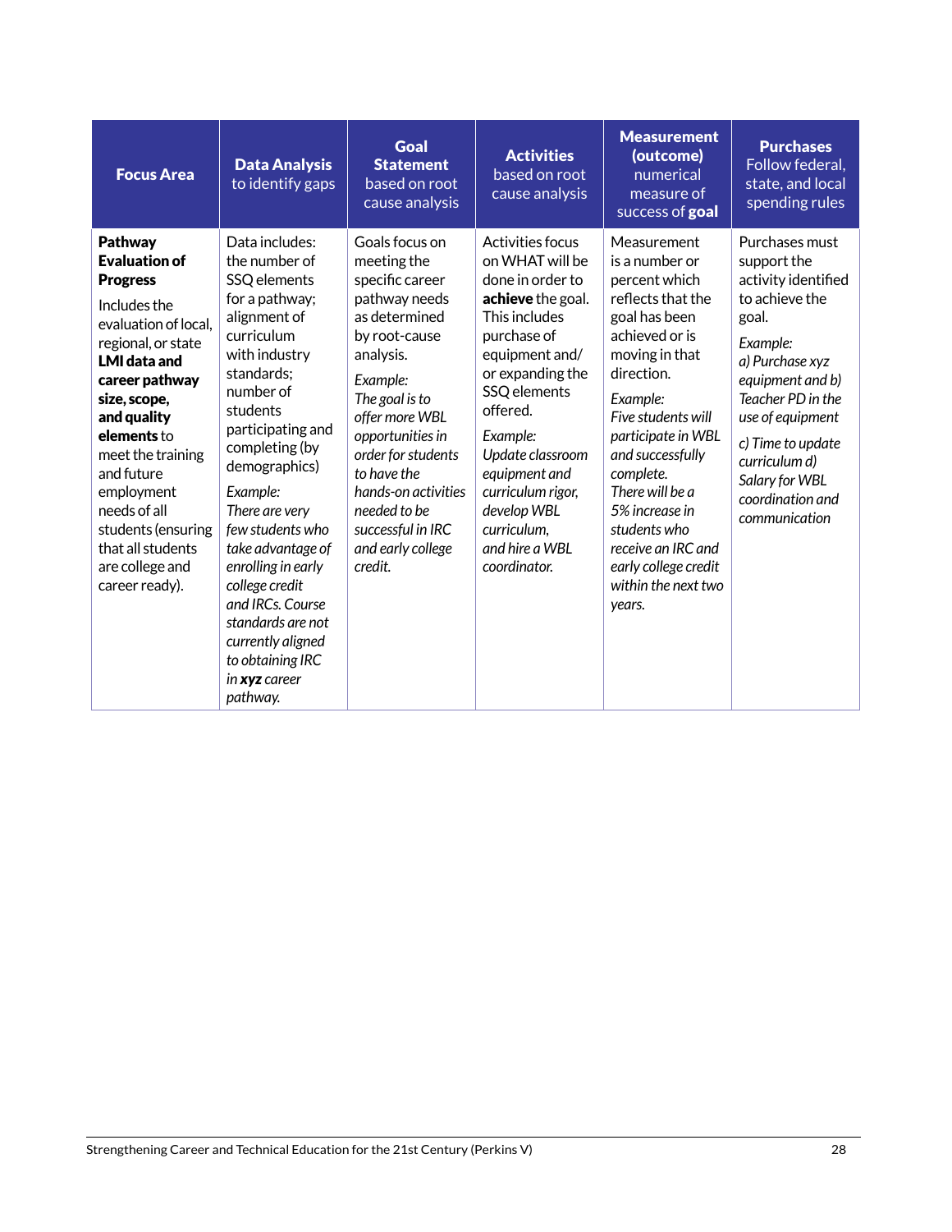| **Focus Area** | **Data Analysis** to identify gaps | **Goal Statement** based on root cause analysis | **Activities** based on root cause analysis | **Measurement (outcome)** numerical measure of success of **goal** | **Purchases** Follow federal, state, and local spending rules |
|---|---|---|---|---|---|
| **Pathway Evaluation of Progress**<br><br>Includes the evaluation of local, regional, or state **LMI data and career pathway size, scope, and quality elements** to meet the training and future employment needs of all students (ensuring that all students are college and career ready). | Data includes: the number of SSQ elements for a pathway; alignment of curriculum with industry standards; number of students participating and completing (by demographics)<br><br>*Example:*<br>*There are very few students who take advantage of enrolling in early college credit and IRCs. Course standards are not currently aligned to obtaining IRC in **xyz** career pathway.* | Goals focus on meeting the specific career pathway needs as determined by root-cause analysis.<br><br>*Example:*<br>*The goal is to offer more WBL opportunities in order for students to have the hands-on activities needed to be successful in IRC and early college credit.* | Activities focus on WHAT will be done in order to **achieve** the goal. This includes purchase of equipment and/ or expanding the SSQ elements offered.<br><br>*Example:*<br>*Update classroom equipment and curriculum rigor, develop WBL curriculum, and hire a WBL coordinator.* | Measurement is a number or percent which reflects that the goal has been achieved or is moving in that direction.<br><br>*Example:*<br>*Five students will participate in WBL and successfully complete.*<br>*There will be a 5% increase in students who receive an IRC and early college credit within the next two years.* | Purchases must support the activity identified to achieve the goal.<br><br>*Example:*<br>*a) Purchase xyz equipment and b) Teacher PD in the use of equipment*<br><br>*c) Time to update curriculum d) Salary for WBL coordination and communication* |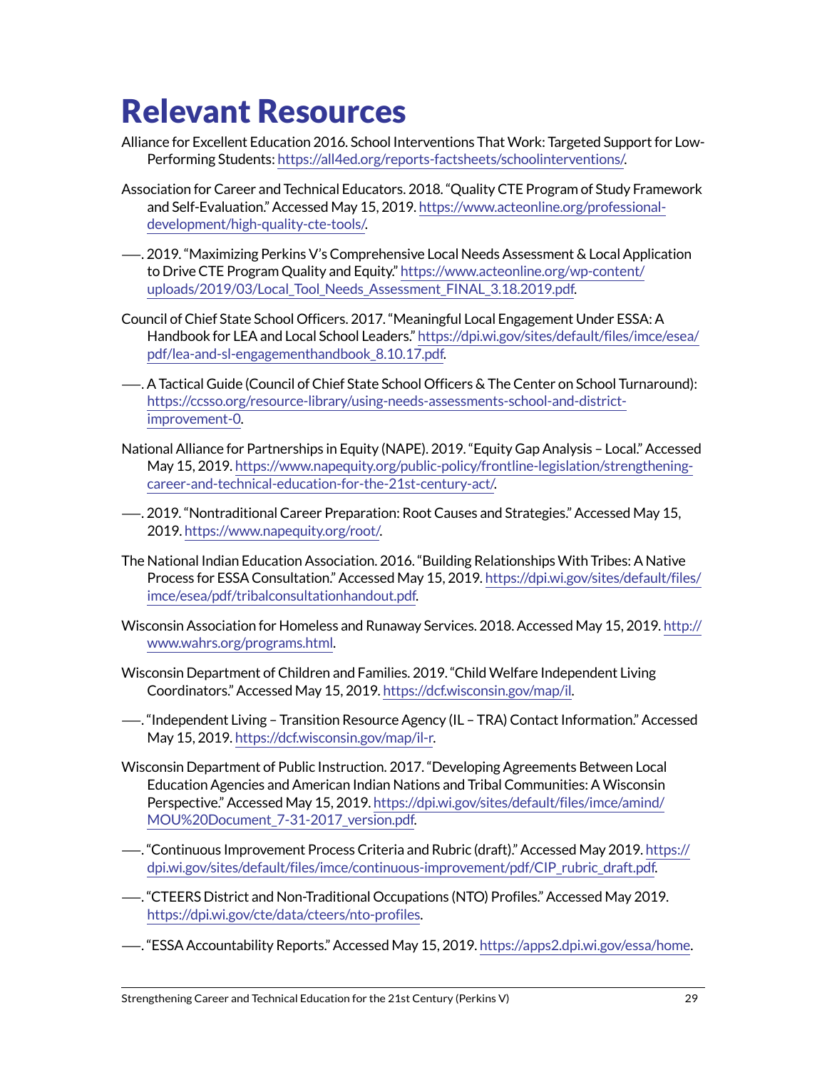# Relevant Resources

Alliance for Excellent Education 2016. School Interventions That Work: Targeted Support for Low-Performing Students: https://all4ed.org/reports-factsheets/schoolinterventions/.

Association for Career and Technical Educators. 2018. "Quality CTE Program of Study Framework and Self-Evaluation." Accessed May 15, 2019. https://www.acteonline.org/professional-development/high-quality-cte-tools/.

——. 2019. "Maximizing Perkins V's Comprehensive Local Needs Assessment & Local Application to Drive CTE Program Quality and Equity." https://www.acteonline.org/wp-content/uploads/2019/03/Local_Tool_Needs_Assessment_FINAL_3.18.2019.pdf.

Council of Chief State School Officers. 2017. "Meaningful Local Engagement Under ESSA: A Handbook for LEA and Local School Leaders." https://dpi.wi.gov/sites/default/files/imce/esea/pdf/lea-and-sl-engagementhandbook_8.10.17.pdf.

——. A Tactical Guide (Council of Chief State School Officers & The Center on School Turnaround): https://ccsso.org/resource-library/using-needs-assessments-school-and-district-improvement-0.

National Alliance for Partnerships in Equity (NAPE). 2019. "Equity Gap Analysis – Local." Accessed May 15, 2019. https://www.napequity.org/public-policy/frontline-legislation/strengthening-career-and-technical-education-for-the-21st-century-act/.

——. 2019. "Nontraditional Career Preparation: Root Causes and Strategies." Accessed May 15, 2019. https://www.napequity.org/root/.

The National Indian Education Association. 2016. "Building Relationships With Tribes: A Native Process for ESSA Consultation." Accessed May 15, 2019. https://dpi.wi.gov/sites/default/files/imce/esea/pdf/tribalconsultationhandout.pdf.

Wisconsin Association for Homeless and Runaway Services. 2018. Accessed May 15, 2019. http://www.wahrs.org/programs.html.

Wisconsin Department of Children and Families. 2019. "Child Welfare Independent Living Coordinators." Accessed May 15, 2019. https://dcf.wisconsin.gov/map/il.

——. "Independent Living – Transition Resource Agency (IL – TRA) Contact Information." Accessed May 15, 2019. https://dcf.wisconsin.gov/map/il-r.

Wisconsin Department of Public Instruction. 2017. "Developing Agreements Between Local Education Agencies and American Indian Nations and Tribal Communities: A Wisconsin Perspective." Accessed May 15, 2019. https://dpi.wi.gov/sites/default/files/imce/amind/MOU%20Document_7-31-2017_version.pdf.

——. "Continuous Improvement Process Criteria and Rubric (draft)." Accessed May 2019. https://dpi.wi.gov/sites/default/files/imce/continuous-improvement/pdf/CIP_rubric_draft.pdf.

——. "CTEERS District and Non-Traditional Occupations (NTO) Profiles." Accessed May 2019. https://dpi.wi.gov/cte/data/cteers/nto-profiles.

——. "ESSA Accountability Reports." Accessed May 15, 2019. https://apps2.dpi.wi.gov/essa/home.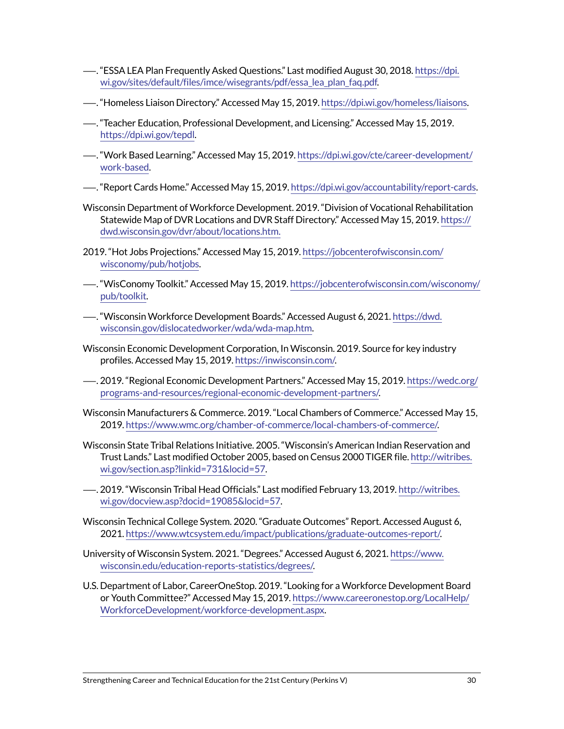——. "ESSA LEA Plan Frequently Asked Questions." Last modified August 30, 2018. https://dpi.wi.gov/sites/default/files/imce/wisegrants/pdf/essa_lea_plan_faq.pdf.

——. "Homeless Liaison Directory." Accessed May 15, 2019. https://dpi.wi.gov/homeless/liaisons.

——. "Teacher Education, Professional Development, and Licensing." Accessed May 15, 2019. https://dpi.wi.gov/tepdl.

——. "Work Based Learning." Accessed May 15, 2019. https://dpi.wi.gov/cte/career-development/work-based.

——. "Report Cards Home." Accessed May 15, 2019. https://dpi.wi.gov/accountability/report-cards.

Wisconsin Department of Workforce Development. 2019. "Division of Vocational Rehabilitation Statewide Map of DVR Locations and DVR Staff Directory." Accessed May 15, 2019. https://dwd.wisconsin.gov/dvr/about/locations.htm.

2019. "Hot Jobs Projections." Accessed May 15, 2019. https://jobcenterofwisconsin.com/wisconomy/pub/hotjobs.

——. "WisConomy Toolkit." Accessed May 15, 2019. https://jobcenterofwisconsin.com/wisconomy/pub/toolkit.

——. "Wisconsin Workforce Development Boards." Accessed August 6, 2021. https://dwd.wisconsin.gov/dislocatedworker/wda/wda-map.htm.

Wisconsin Economic Development Corporation, In Wisconsin. 2019. Source for key industry profiles. Accessed May 15, 2019. https://inwisconsin.com/.

——. 2019. "Regional Economic Development Partners." Accessed May 15, 2019. https://wedc.org/programs-and-resources/regional-economic-development-partners/.

Wisconsin Manufacturers & Commerce. 2019. "Local Chambers of Commerce." Accessed May 15, 2019. https://www.wmc.org/chamber-of-commerce/local-chambers-of-commerce/.

Wisconsin State Tribal Relations Initiative. 2005. "Wisconsin's American Indian Reservation and Trust Lands." Last modified October 2005, based on Census 2000 TIGER file. http://witribes.wi.gov/section.asp?linkid=731&locid=57.

——. 2019. "Wisconsin Tribal Head Officials." Last modified February 13, 2019. http://witribes.wi.gov/docview.asp?docid=19085&locid=57.

Wisconsin Technical College System. 2020. "Graduate Outcomes" Report. Accessed August 6, 2021. https://www.wtcsystem.edu/impact/publications/graduate-outcomes-report/.

University of Wisconsin System. 2021. "Degrees." Accessed August 6, 2021. https://www.wisconsin.edu/education-reports-statistics/degrees/.

U.S. Department of Labor, CareerOneStop. 2019. "Looking for a Workforce Development Board or Youth Committee?" Accessed May 15, 2019. https://www.careeronestop.org/LocalHelp/WorkforceDevelopment/workforce-development.aspx.